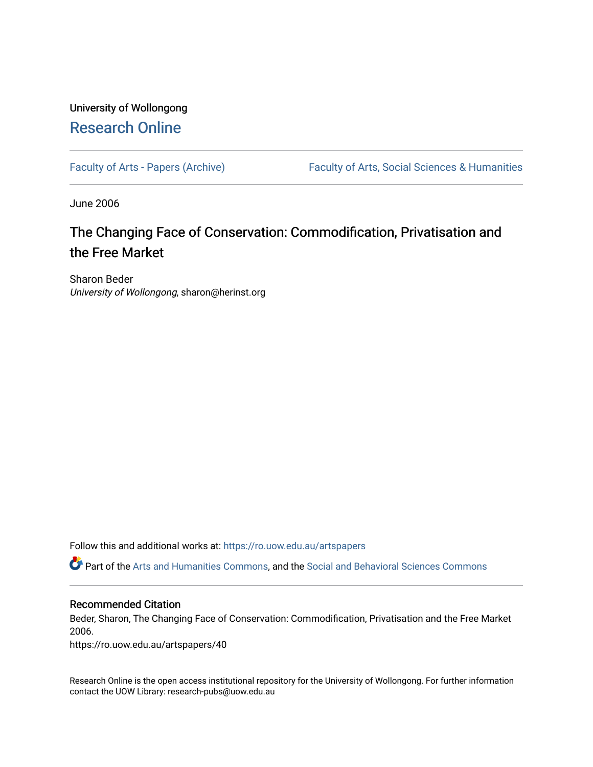University of Wollongong

# Research Online

Faculty of Arts - Papers (Archive) Faculty of Arts, Social Sciences & Humanities

June 2006

## The Changing Face of Conservation: Commodification, Privatisation and the Free Market

Sharon Beder
*University of Wollongong*, sharon@herinst.org

Follow this and additional works at: https://ro.uow.edu.au/artspapers

Part of the Arts and Humanities Commons, and the Social and Behavioral Sciences Commons

### Recommended Citation

Beder, Sharon, The Changing Face of Conservation: Commodification, Privatisation and the Free Market 2006.
https://ro.uow.edu.au/artspapers/40

Research Online is the open access institutional repository for the University of Wollongong. For further information contact the UOW Library: research-pubs@uow.edu.au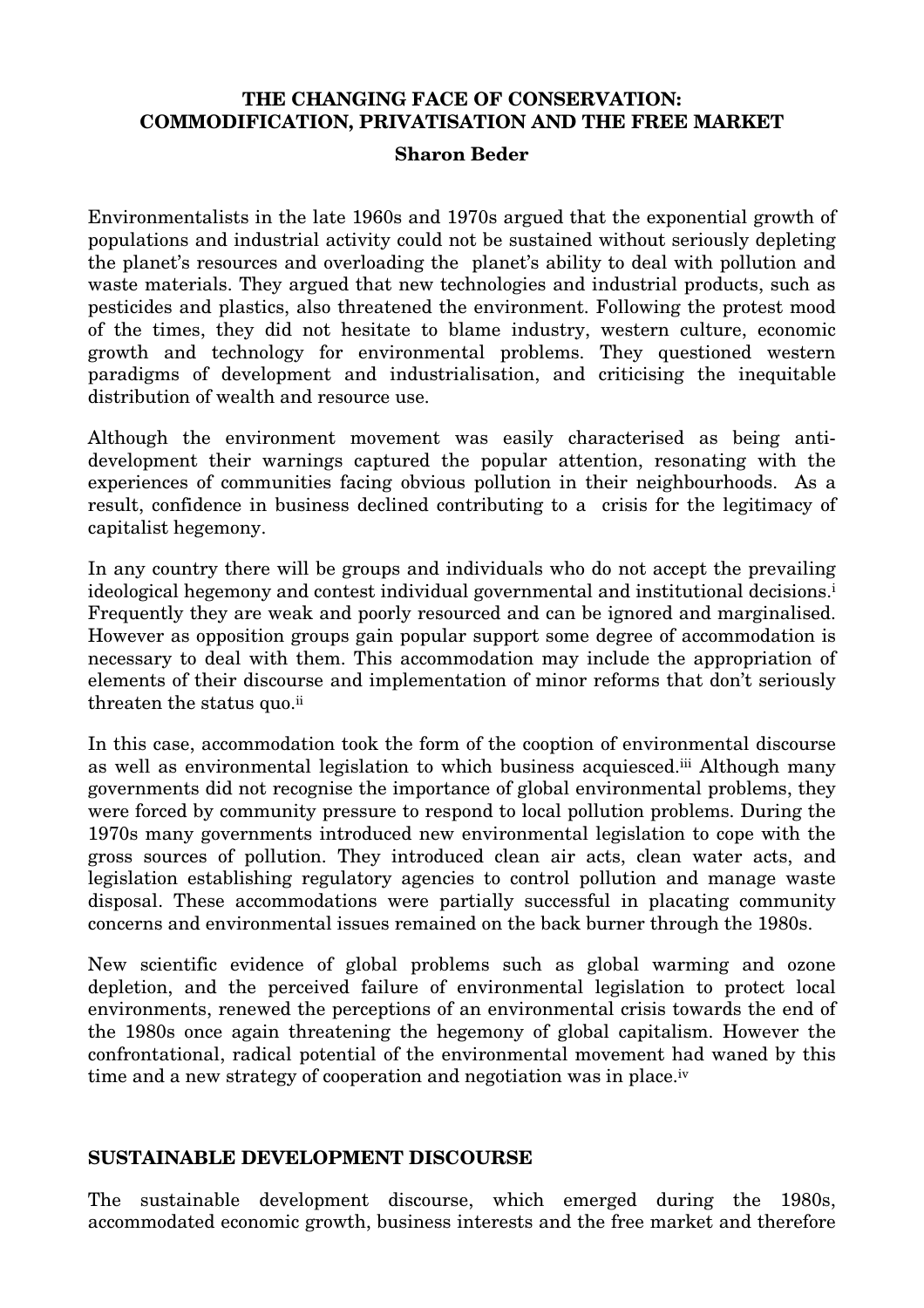# THE CHANGING FACE OF CONSERVATION: COMMODIFICATION, PRIVATISATION AND THE FREE MARKET

**Sharon Beder**

Environmentalists in the late 1960s and 1970s argued that the exponential growth of populations and industrial activity could not be sustained without seriously depleting the planet's resources and overloading the planet's ability to deal with pollution and waste materials. They argued that new technologies and industrial products, such as pesticides and plastics, also threatened the environment. Following the protest mood of the times, they did not hesitate to blame industry, western culture, economic growth and technology for environmental problems. They questioned western paradigms of development and industrialisation, and criticising the inequitable distribution of wealth and resource use.

Although the environment movement was easily characterised as being anti-development their warnings captured the popular attention, resonating with the experiences of communities facing obvious pollution in their neighbourhoods. As a result, confidence in business declined contributing to a crisis for the legitimacy of capitalist hegemony.

In any country there will be groups and individuals who do not accept the prevailing ideological hegemony and contest individual governmental and institutional decisions.[i] Frequently they are weak and poorly resourced and can be ignored and marginalised. However as opposition groups gain popular support some degree of accommodation is necessary to deal with them. This accommodation may include the appropriation of elements of their discourse and implementation of minor reforms that don't seriously threaten the status quo.[ii]

In this case, accommodation took the form of the cooption of environmental discourse as well as environmental legislation to which business acquiesced.[iii] Although many governments did not recognise the importance of global environmental problems, they were forced by community pressure to respond to local pollution problems. During the 1970s many governments introduced new environmental legislation to cope with the gross sources of pollution. They introduced clean air acts, clean water acts, and legislation establishing regulatory agencies to control pollution and manage waste disposal. These accommodations were partially successful in placating community concerns and environmental issues remained on the back burner through the 1980s.

New scientific evidence of global problems such as global warming and ozone depletion, and the perceived failure of environmental legislation to protect local environments, renewed the perceptions of an environmental crisis towards the end of the 1980s once again threatening the hegemony of global capitalism. However the confrontational, radical potential of the environmental movement had waned by this time and a new strategy of cooperation and negotiation was in place.[iv]

## SUSTAINABLE DEVELOPMENT DISCOURSE

The sustainable development discourse, which emerged during the 1980s, accommodated economic growth, business interests and the free market and therefore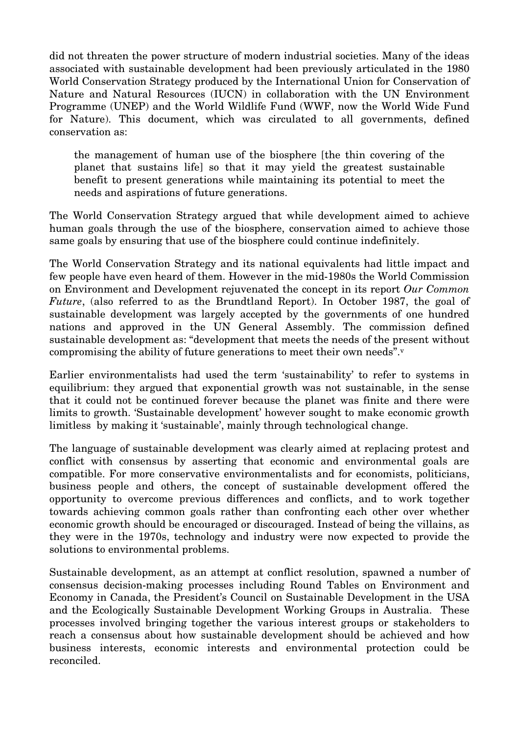did not threaten the power structure of modern industrial societies. Many of the ideas associated with sustainable development had been previously articulated in the 1980 World Conservation Strategy produced by the International Union for Conservation of Nature and Natural Resources (IUCN) in collaboration with the UN Environment Programme (UNEP) and the World Wildlife Fund (WWF, now the World Wide Fund for Nature). This document, which was circulated to all governments, defined conservation as:

> the management of human use of the biosphere [the thin covering of the planet that sustains life] so that it may yield the greatest sustainable benefit to present generations while maintaining its potential to meet the needs and aspirations of future generations.

The World Conservation Strategy argued that while development aimed to achieve human goals through the use of the biosphere, conservation aimed to achieve those same goals by ensuring that use of the biosphere could continue indefinitely.

The World Conservation Strategy and its national equivalents had little impact and few people have even heard of them. However in the mid-1980s the World Commission on Environment and Development rejuvenated the concept in its report *Our Common Future*, (also referred to as the Brundtland Report). In October 1987, the goal of sustainable development was largely accepted by the governments of one hundred nations and approved in the UN General Assembly. The commission defined sustainable development as: "development that meets the needs of the present without compromising the ability of future generations to meet their own needs".[v]

Earlier environmentalists had used the term 'sustainability' to refer to systems in equilibrium: they argued that exponential growth was not sustainable, in the sense that it could not be continued forever because the planet was finite and there were limits to growth. 'Sustainable development' however sought to make economic growth limitless by making it 'sustainable', mainly through technological change.

The language of sustainable development was clearly aimed at replacing protest and conflict with consensus by asserting that economic and environmental goals are compatible. For more conservative environmentalists and for economists, politicians, business people and others, the concept of sustainable development offered the opportunity to overcome previous differences and conflicts, and to work together towards achieving common goals rather than confronting each other over whether economic growth should be encouraged or discouraged. Instead of being the villains, as they were in the 1970s, technology and industry were now expected to provide the solutions to environmental problems.

Sustainable development, as an attempt at conflict resolution, spawned a number of consensus decision-making processes including Round Tables on Environment and Economy in Canada, the President's Council on Sustainable Development in the USA and the Ecologically Sustainable Development Working Groups in Australia. These processes involved bringing together the various interest groups or stakeholders to reach a consensus about how sustainable development should be achieved and how business interests, economic interests and environmental protection could be reconciled.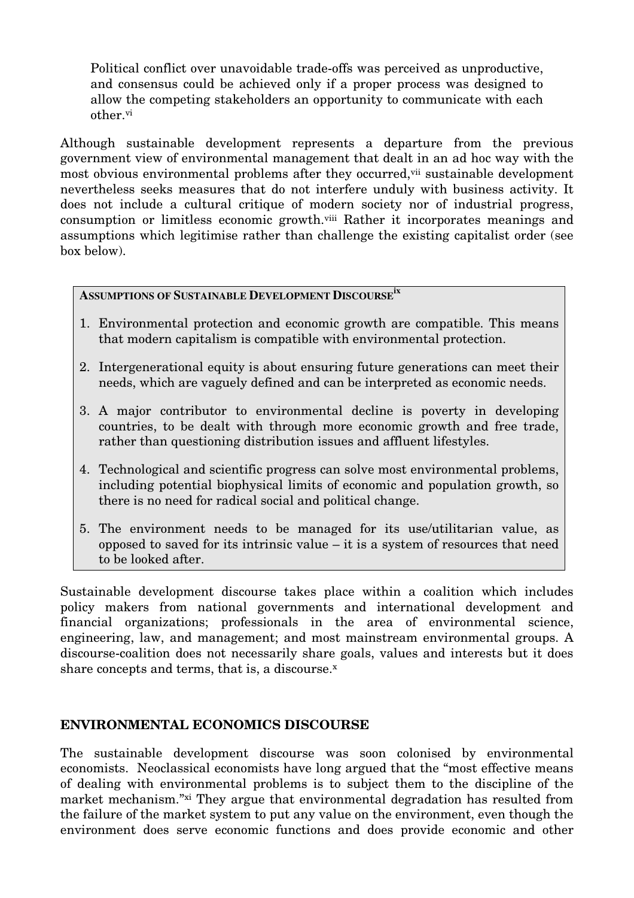> Political conflict over unavoidable trade-offs was perceived as unproductive, and consensus could be achieved only if a proper process was designed to allow the competing stakeholders an opportunity to communicate with each other.[vi]

Although sustainable development represents a departure from the previous government view of environmental management that dealt in an ad hoc way with the most obvious environmental problems after they occurred,[vii] sustainable development nevertheless seeks measures that do not interfere unduly with business activity. It does not include a cultural critique of modern society nor of industrial progress, consumption or limitless economic growth.[viii] Rather it incorporates meanings and assumptions which legitimise rather than challenge the existing capitalist order (see box below).

**ASSUMPTIONS OF SUSTAINABLE DEVELOPMENT DISCOURSE**[ix]

1. Environmental protection and economic growth are compatible. This means that modern capitalism is compatible with environmental protection.
2. Intergenerational equity is about ensuring future generations can meet their needs, which are vaguely defined and can be interpreted as economic needs.
3. A major contributor to environmental decline is poverty in developing countries, to be dealt with through more economic growth and free trade, rather than questioning distribution issues and affluent lifestyles.
4. Technological and scientific progress can solve most environmental problems, including potential biophysical limits of economic and population growth, so there is no need for radical social and political change.
5. The environment needs to be managed for its use/utilitarian value, as opposed to saved for its intrinsic value – it is a system of resources that need to be looked after.

Sustainable development discourse takes place within a coalition which includes policy makers from national governments and international development and financial organizations; professionals in the area of environmental science, engineering, law, and management; and most mainstream environmental groups. A discourse-coalition does not necessarily share goals, values and interests but it does share concepts and terms, that is, a discourse.[x]

## ENVIRONMENTAL ECONOMICS DISCOURSE

The sustainable development discourse was soon colonised by environmental economists. Neoclassical economists have long argued that the "most effective means of dealing with environmental problems is to subject them to the discipline of the market mechanism."[xi] They argue that environmental degradation has resulted from the failure of the market system to put any value on the environment, even though the environment does serve economic functions and does provide economic and other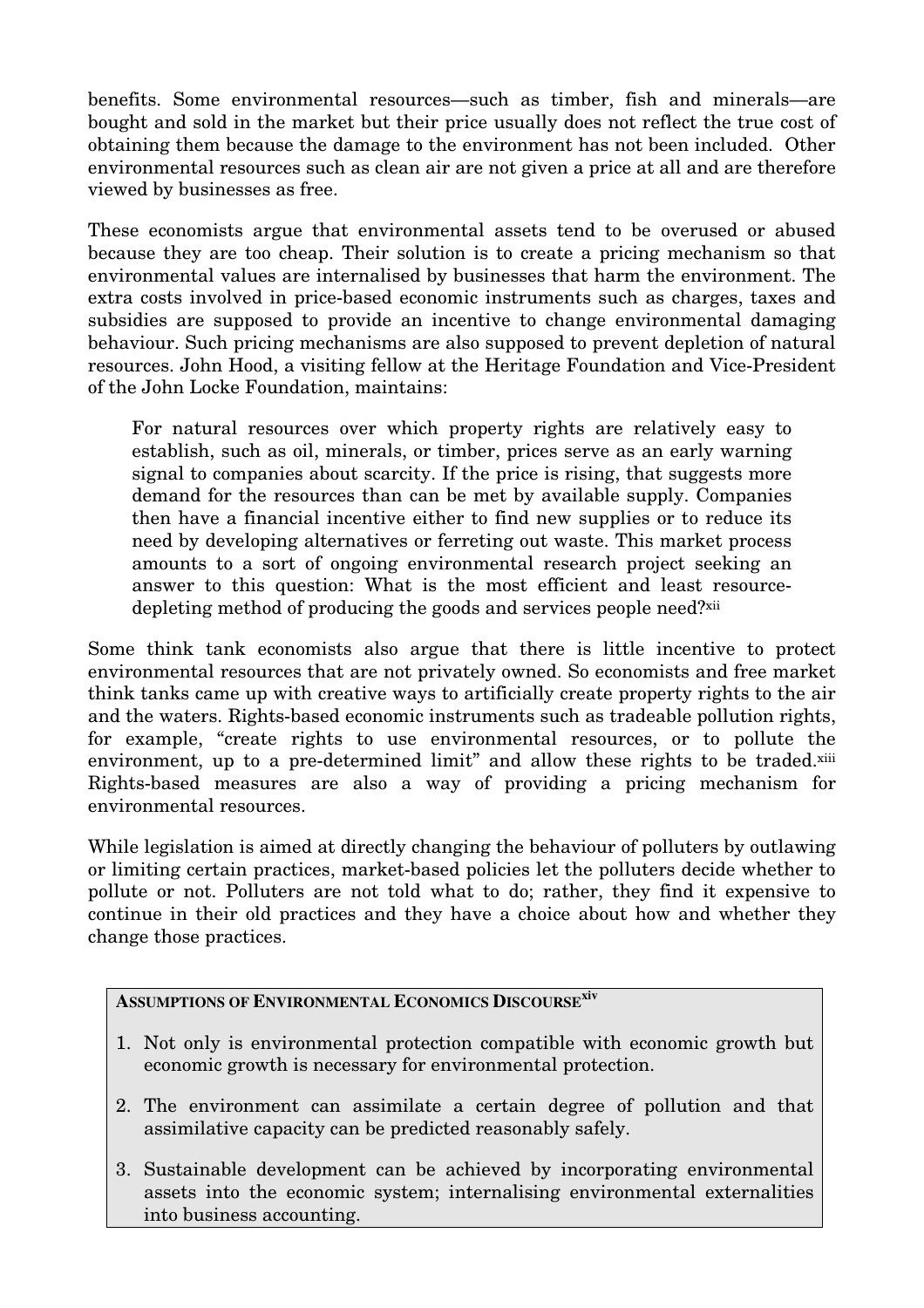benefits. Some environmental resources—such as timber, fish and minerals—are bought and sold in the market but their price usually does not reflect the true cost of obtaining them because the damage to the environment has not been included. Other environmental resources such as clean air are not given a price at all and are therefore viewed by businesses as free.

These economists argue that environmental assets tend to be overused or abused because they are too cheap. Their solution is to create a pricing mechanism so that environmental values are internalised by businesses that harm the environment. The extra costs involved in price-based economic instruments such as charges, taxes and subsidies are supposed to provide an incentive to change environmental damaging behaviour. Such pricing mechanisms are also supposed to prevent depletion of natural resources. John Hood, a visiting fellow at the Heritage Foundation and Vice-President of the John Locke Foundation, maintains:

> For natural resources over which property rights are relatively easy to establish, such as oil, minerals, or timber, prices serve as an early warning signal to companies about scarcity. If the price is rising, that suggests more demand for the resources than can be met by available supply. Companies then have a financial incentive either to find new supplies or to reduce its need by developing alternatives or ferreting out waste. This market process amounts to a sort of ongoing environmental research project seeking an answer to this question: What is the most efficient and least resource-depleting method of producing the goods and services people need?[xii]

Some think tank economists also argue that there is little incentive to protect environmental resources that are not privately owned. So economists and free market think tanks came up with creative ways to artificially create property rights to the air and the waters. Rights-based economic instruments such as tradeable pollution rights, for example, "create rights to use environmental resources, or to pollute the environment, up to a pre-determined limit" and allow these rights to be traded.[xiii] Rights-based measures are also a way of providing a pricing mechanism for environmental resources.

While legislation is aimed at directly changing the behaviour of polluters by outlawing or limiting certain practices, market-based policies let the polluters decide whether to pollute or not. Polluters are not told what to do; rather, they find it expensive to continue in their old practices and they have a choice about how and whether they change those practices.

**ASSUMPTIONS OF ENVIRONMENTAL ECONOMICS DISCOURSE**[xiv]

1. Not only is environmental protection compatible with economic growth but economic growth is necessary for environmental protection.
2. The environment can assimilate a certain degree of pollution and that assimilative capacity can be predicted reasonably safely.
3. Sustainable development can be achieved by incorporating environmental assets into the economic system; internalising environmental externalities into business accounting.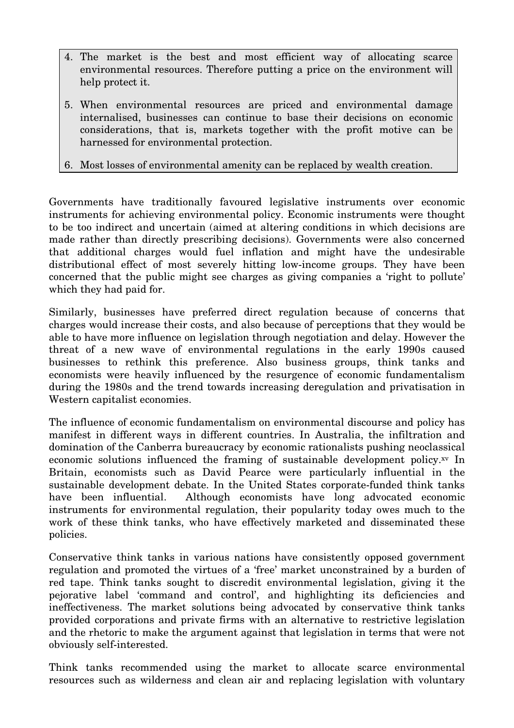4. The market is the best and most efficient way of allocating scarce environmental resources. Therefore putting a price on the environment will help protect it.
5. When environmental resources are priced and environmental damage internalised, businesses can continue to base their decisions on economic considerations, that is, markets together with the profit motive can be harnessed for environmental protection.
6. Most losses of environmental amenity can be replaced by wealth creation.

Governments have traditionally favoured legislative instruments over economic instruments for achieving environmental policy. Economic instruments were thought to be too indirect and uncertain (aimed at altering conditions in which decisions are made rather than directly prescribing decisions). Governments were also concerned that additional charges would fuel inflation and might have the undesirable distributional effect of most severely hitting low-income groups. They have been concerned that the public might see charges as giving companies a 'right to pollute' which they had paid for.

Similarly, businesses have preferred direct regulation because of concerns that charges would increase their costs, and also because of perceptions that they would be able to have more influence on legislation through negotiation and delay. However the threat of a new wave of environmental regulations in the early 1990s caused businesses to rethink this preference. Also business groups, think tanks and economists were heavily influenced by the resurgence of economic fundamentalism during the 1980s and the trend towards increasing deregulation and privatisation in Western capitalist economies.

The influence of economic fundamentalism on environmental discourse and policy has manifest in different ways in different countries. In Australia, the infiltration and domination of the Canberra bureaucracy by economic rationalists pushing neoclassical economic solutions influenced the framing of sustainable development policy.[xv] In Britain, economists such as David Pearce were particularly influential in the sustainable development debate. In the United States corporate-funded think tanks have been influential. Although economists have long advocated economic instruments for environmental regulation, their popularity today owes much to the work of these think tanks, who have effectively marketed and disseminated these policies.

Conservative think tanks in various nations have consistently opposed government regulation and promoted the virtues of a 'free' market unconstrained by a burden of red tape. Think tanks sought to discredit environmental legislation, giving it the pejorative label 'command and control', and highlighting its deficiencies and ineffectiveness. The market solutions being advocated by conservative think tanks provided corporations and private firms with an alternative to restrictive legislation and the rhetoric to make the argument against that legislation in terms that were not obviously self-interested.

Think tanks recommended using the market to allocate scarce environmental resources such as wilderness and clean air and replacing legislation with voluntary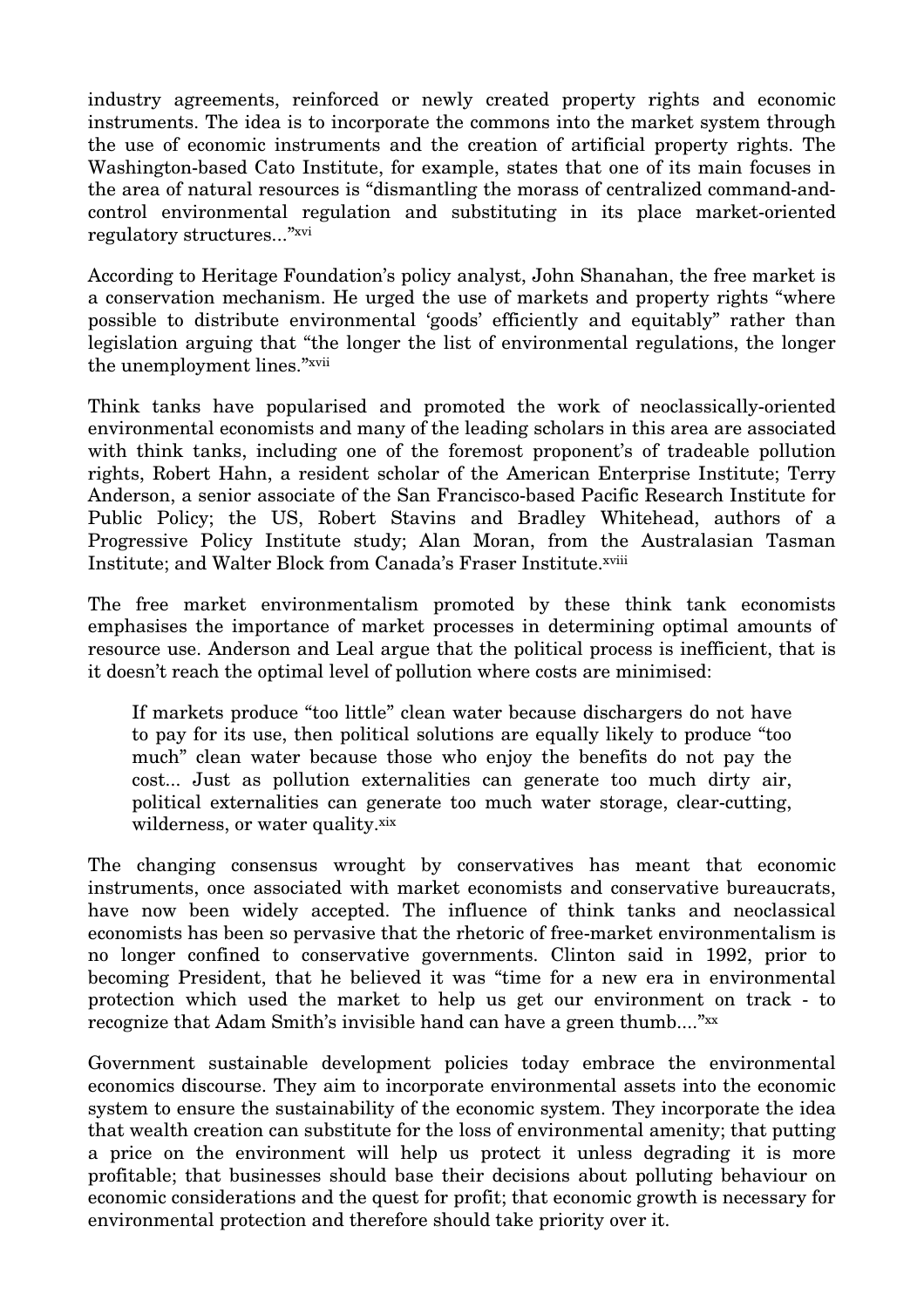industry agreements, reinforced or newly created property rights and economic instruments. The idea is to incorporate the commons into the market system through the use of economic instruments and the creation of artificial property rights. The Washington-based Cato Institute, for example, states that one of its main focuses in the area of natural resources is "dismantling the morass of centralized command-and-control environmental regulation and substituting in its place market-oriented regulatory structures..."[xvi]

According to Heritage Foundation's policy analyst, John Shanahan, the free market is a conservation mechanism. He urged the use of markets and property rights "where possible to distribute environmental 'goods' efficiently and equitably" rather than legislation arguing that "the longer the list of environmental regulations, the longer the unemployment lines."[xvii]

Think tanks have popularised and promoted the work of neoclassically-oriented environmental economists and many of the leading scholars in this area are associated with think tanks, including one of the foremost proponent's of tradeable pollution rights, Robert Hahn, a resident scholar of the American Enterprise Institute; Terry Anderson, a senior associate of the San Francisco-based Pacific Research Institute for Public Policy; the US, Robert Stavins and Bradley Whitehead, authors of a Progressive Policy Institute study; Alan Moran, from the Australasian Tasman Institute; and Walter Block from Canada's Fraser Institute.[xviii]

The free market environmentalism promoted by these think tank economists emphasises the importance of market processes in determining optimal amounts of resource use. Anderson and Leal argue that the political process is inefficient, that is it doesn't reach the optimal level of pollution where costs are minimised:

> If markets produce "too little" clean water because dischargers do not have to pay for its use, then political solutions are equally likely to produce "too much" clean water because those who enjoy the benefits do not pay the cost... Just as pollution externalities can generate too much dirty air, political externalities can generate too much water storage, clear-cutting, wilderness, or water quality.[xix]

The changing consensus wrought by conservatives has meant that economic instruments, once associated with market economists and conservative bureaucrats, have now been widely accepted. The influence of think tanks and neoclassical economists has been so pervasive that the rhetoric of free-market environmentalism is no longer confined to conservative governments. Clinton said in 1992, prior to becoming President, that he believed it was "time for a new era in environmental protection which used the market to help us get our environment on track - to recognize that Adam Smith's invisible hand can have a green thumb...."[xx]

Government sustainable development policies today embrace the environmental economics discourse. They aim to incorporate environmental assets into the economic system to ensure the sustainability of the economic system. They incorporate the idea that wealth creation can substitute for the loss of environmental amenity; that putting a price on the environment will help us protect it unless degrading it is more profitable; that businesses should base their decisions about polluting behaviour on economic considerations and the quest for profit; that economic growth is necessary for environmental protection and therefore should take priority over it.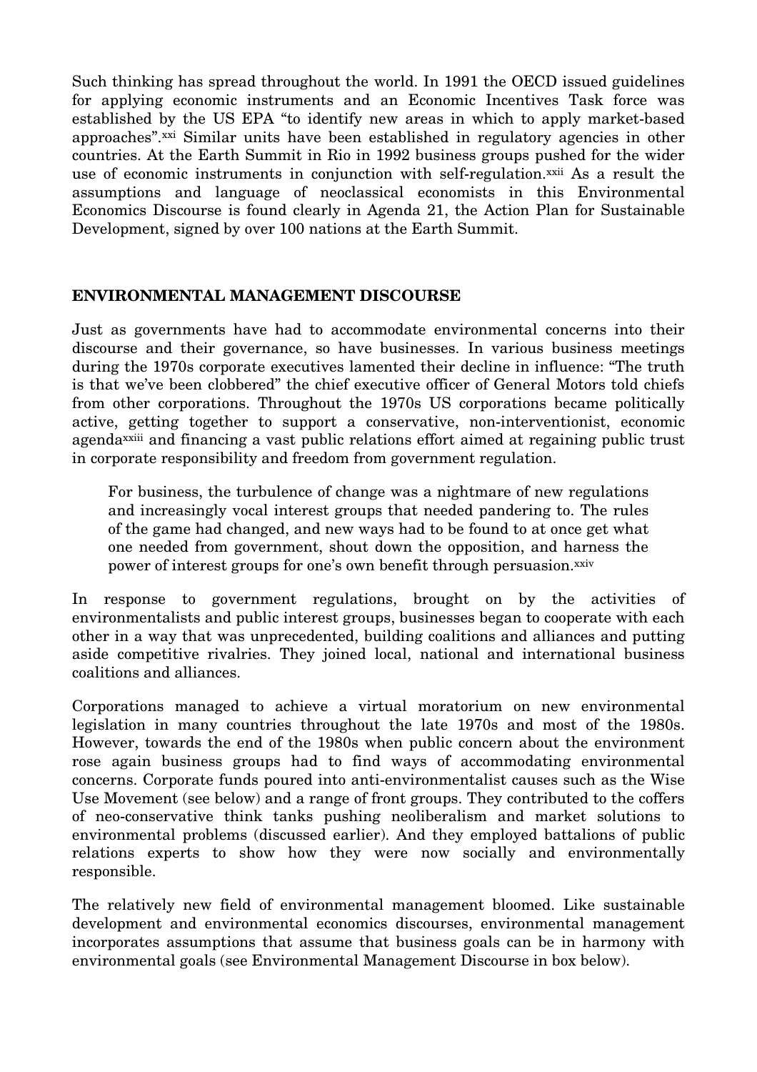Such thinking has spread throughout the world. In 1991 the OECD issued guidelines for applying economic instruments and an Economic Incentives Task force was established by the US EPA "to identify new areas in which to apply market-based approaches".[xxi] Similar units have been established in regulatory agencies in other countries. At the Earth Summit in Rio in 1992 business groups pushed for the wider use of economic instruments in conjunction with self-regulation.[xxii] As a result the assumptions and language of neoclassical economists in this Environmental Economics Discourse is found clearly in Agenda 21, the Action Plan for Sustainable Development, signed by over 100 nations at the Earth Summit.

## ENVIRONMENTAL MANAGEMENT DISCOURSE

Just as governments have had to accommodate environmental concerns into their discourse and their governance, so have businesses. In various business meetings during the 1970s corporate executives lamented their decline in influence: "The truth is that we've been clobbered" the chief executive officer of General Motors told chiefs from other corporations. Throughout the 1970s US corporations became politically active, getting together to support a conservative, non-interventionist, economic agenda[xxiii] and financing a vast public relations effort aimed at regaining public trust in corporate responsibility and freedom from government regulation.

> For business, the turbulence of change was a nightmare of new regulations and increasingly vocal interest groups that needed pandering to. The rules of the game had changed, and new ways had to be found to at once get what one needed from government, shout down the opposition, and harness the power of interest groups for one's own benefit through persuasion.[xxiv]

In response to government regulations, brought on by the activities of environmentalists and public interest groups, businesses began to cooperate with each other in a way that was unprecedented, building coalitions and alliances and putting aside competitive rivalries. They joined local, national and international business coalitions and alliances.

Corporations managed to achieve a virtual moratorium on new environmental legislation in many countries throughout the late 1970s and most of the 1980s. However, towards the end of the 1980s when public concern about the environment rose again business groups had to find ways of accommodating environmental concerns. Corporate funds poured into anti-environmentalist causes such as the Wise Use Movement (see below) and a range of front groups. They contributed to the coffers of neo-conservative think tanks pushing neoliberalism and market solutions to environmental problems (discussed earlier). And they employed battalions of public relations experts to show how they were now socially and environmentally responsible.

The relatively new field of environmental management bloomed. Like sustainable development and environmental economics discourses, environmental management incorporates assumptions that assume that business goals can be in harmony with environmental goals (see Environmental Management Discourse in box below).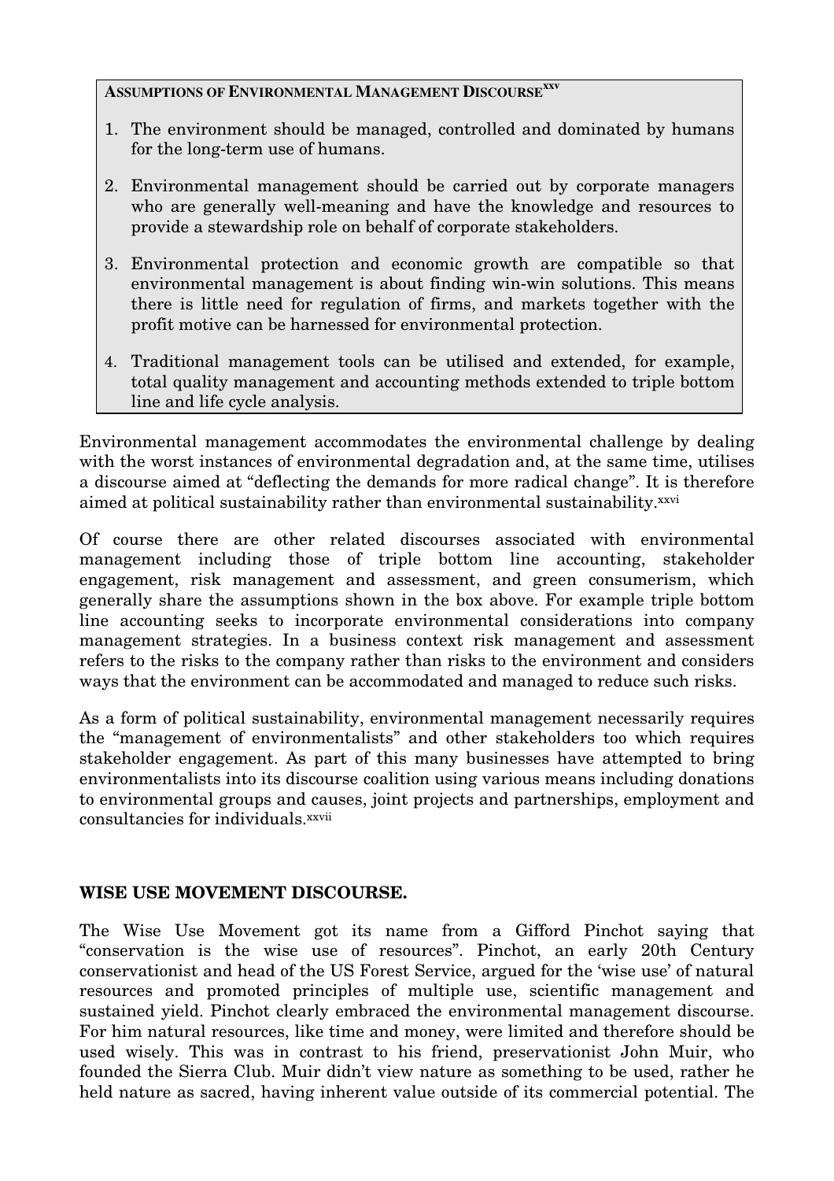**Assumptions of Environmental Management Discourse**[xxv]

1. The environment should be managed, controlled and dominated by humans for the long-term use of humans.
2. Environmental management should be carried out by corporate managers who are generally well-meaning and have the knowledge and resources to provide a stewardship role on behalf of corporate stakeholders.
3. Environmental protection and economic growth are compatible so that environmental management is about finding win-win solutions. This means there is little need for regulation of firms, and markets together with the profit motive can be harnessed for environmental protection.
4. Traditional management tools can be utilised and extended, for example, total quality management and accounting methods extended to triple bottom line and life cycle analysis.

Environmental management accommodates the environmental challenge by dealing with the worst instances of environmental degradation and, at the same time, utilises a discourse aimed at "deflecting the demands for more radical change". It is therefore aimed at political sustainability rather than environmental sustainability.[xxvi]

Of course there are other related discourses associated with environmental management including those of triple bottom line accounting, stakeholder engagement, risk management and assessment, and green consumerism, which generally share the assumptions shown in the box above. For example triple bottom line accounting seeks to incorporate environmental considerations into company management strategies. In a business context risk management and assessment refers to the risks to the company rather than risks to the environment and considers ways that the environment can be accommodated and managed to reduce such risks.

As a form of political sustainability, environmental management necessarily requires the "management of environmentalists" and other stakeholders too which requires stakeholder engagement. As part of this many businesses have attempted to bring environmentalists into its discourse coalition using various means including donations to environmental groups and causes, joint projects and partnerships, employment and consultancies for individuals.[xxvii]

## WISE USE MOVEMENT DISCOURSE.

The Wise Use Movement got its name from a Gifford Pinchot saying that "conservation is the wise use of resources". Pinchot, an early 20th Century conservationist and head of the US Forest Service, argued for the 'wise use' of natural resources and promoted principles of multiple use, scientific management and sustained yield. Pinchot clearly embraced the environmental management discourse. For him natural resources, like time and money, were limited and therefore should be used wisely. This was in contrast to his friend, preservationist John Muir, who founded the Sierra Club. Muir didn't view nature as something to be used, rather he held nature as sacred, having inherent value outside of its commercial potential. The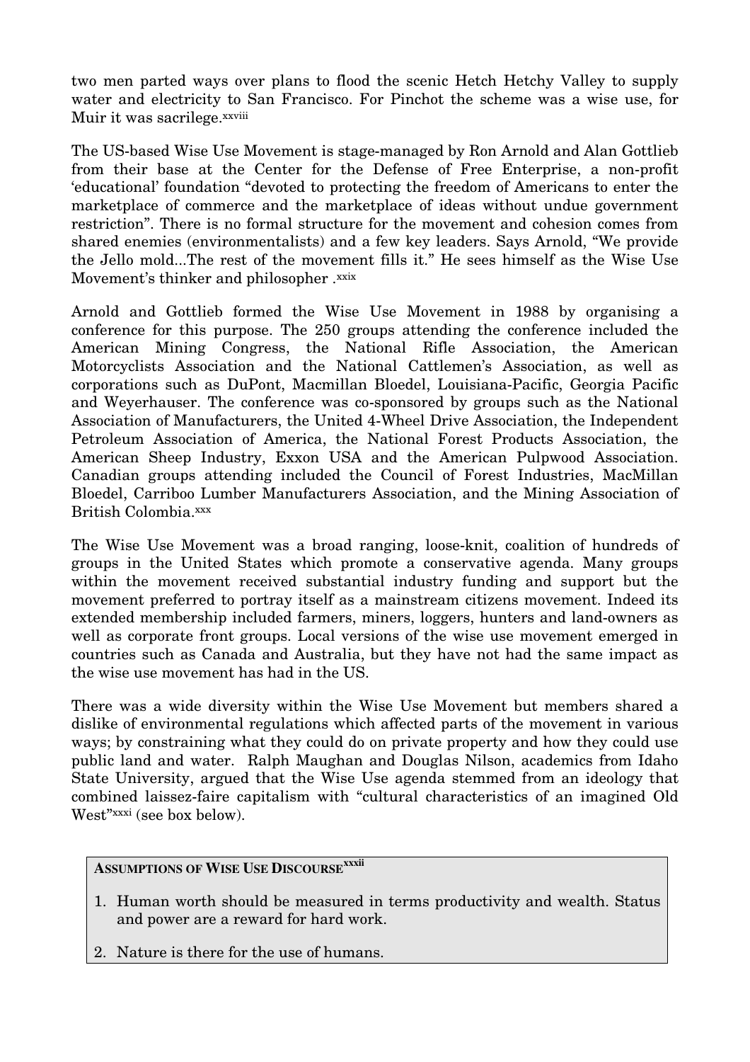two men parted ways over plans to flood the scenic Hetch Hetchy Valley to supply water and electricity to San Francisco. For Pinchot the scheme was a wise use, for Muir it was sacrilege.[xxviii]

The US-based Wise Use Movement is stage-managed by Ron Arnold and Alan Gottlieb from their base at the Center for the Defense of Free Enterprise, a non-profit 'educational' foundation "devoted to protecting the freedom of Americans to enter the marketplace of commerce and the marketplace of ideas without undue government restriction". There is no formal structure for the movement and cohesion comes from shared enemies (environmentalists) and a few key leaders. Says Arnold, "We provide the Jello mold...The rest of the movement fills it." He sees himself as the Wise Use Movement's thinker and philosopher .[xxix]

Arnold and Gottlieb formed the Wise Use Movement in 1988 by organising a conference for this purpose. The 250 groups attending the conference included the American Mining Congress, the National Rifle Association, the American Motorcyclists Association and the National Cattlemen's Association, as well as corporations such as DuPont, Macmillan Bloedel, Louisiana-Pacific, Georgia Pacific and Weyerhauser. The conference was co-sponsored by groups such as the National Association of Manufacturers, the United 4-Wheel Drive Association, the Independent Petroleum Association of America, the National Forest Products Association, the American Sheep Industry, Exxon USA and the American Pulpwood Association. Canadian groups attending included the Council of Forest Industries, MacMillan Bloedel, Carriboo Lumber Manufacturers Association, and the Mining Association of British Colombia.[xxx]

The Wise Use Movement was a broad ranging, loose-knit, coalition of hundreds of groups in the United States which promote a conservative agenda. Many groups within the movement received substantial industry funding and support but the movement preferred to portray itself as a mainstream citizens movement. Indeed its extended membership included farmers, miners, loggers, hunters and land-owners as well as corporate front groups. Local versions of the wise use movement emerged in countries such as Canada and Australia, but they have not had the same impact as the wise use movement has had in the US.

There was a wide diversity within the Wise Use Movement but members shared a dislike of environmental regulations which affected parts of the movement in various ways; by constraining what they could do on private property and how they could use public land and water. Ralph Maughan and Douglas Nilson, academics from Idaho State University, argued that the Wise Use agenda stemmed from an ideology that combined laissez-faire capitalism with "cultural characteristics of an imagined Old West"[xxxi] (see box below).

**ASSUMPTIONS OF WISE USE DISCOURSE**[xxxii]

1. Human worth should be measured in terms productivity and wealth. Status and power are a reward for hard work.
2. Nature is there for the use of humans.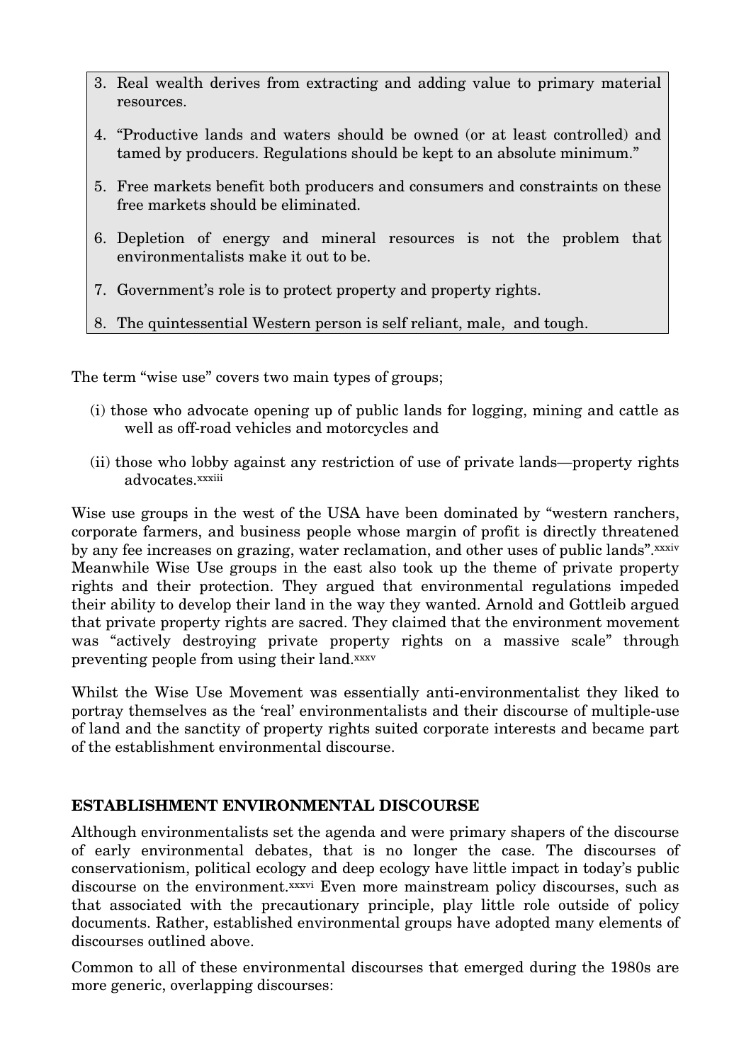3. Real wealth derives from extracting and adding value to primary material resources.
4. "Productive lands and waters should be owned (or at least controlled) and tamed by producers. Regulations should be kept to an absolute minimum."
5. Free markets benefit both producers and consumers and constraints on these free markets should be eliminated.
6. Depletion of energy and mineral resources is not the problem that environmentalists make it out to be.
7. Government's role is to protect property and property rights.
8. The quintessential Western person is self reliant, male, and tough.

The term "wise use" covers two main types of groups;

(i) those who advocate opening up of public lands for logging, mining and cattle as well as off-road vehicles and motorcycles and

(ii) those who lobby against any restriction of use of private lands—property rights advocates.[xxxiii]

Wise use groups in the west of the USA have been dominated by "western ranchers, corporate farmers, and business people whose margin of profit is directly threatened by any fee increases on grazing, water reclamation, and other uses of public lands".[xxxiv] Meanwhile Wise Use groups in the east also took up the theme of private property rights and their protection. They argued that environmental regulations impeded their ability to develop their land in the way they wanted. Arnold and Gottleib argued that private property rights are sacred. They claimed that the environment movement was "actively destroying private property rights on a massive scale" through preventing people from using their land.[xxxv]

Whilst the Wise Use Movement was essentially anti-environmentalist they liked to portray themselves as the 'real' environmentalists and their discourse of multiple-use of land and the sanctity of property rights suited corporate interests and became part of the establishment environmental discourse.

## ESTABLISHMENT ENVIRONMENTAL DISCOURSE

Although environmentalists set the agenda and were primary shapers of the discourse of early environmental debates, that is no longer the case. The discourses of conservationism, political ecology and deep ecology have little impact in today's public discourse on the environment.[xxxvi] Even more mainstream policy discourses, such as that associated with the precautionary principle, play little role outside of policy documents. Rather, established environmental groups have adopted many elements of discourses outlined above.

Common to all of these environmental discourses that emerged during the 1980s are more generic, overlapping discourses: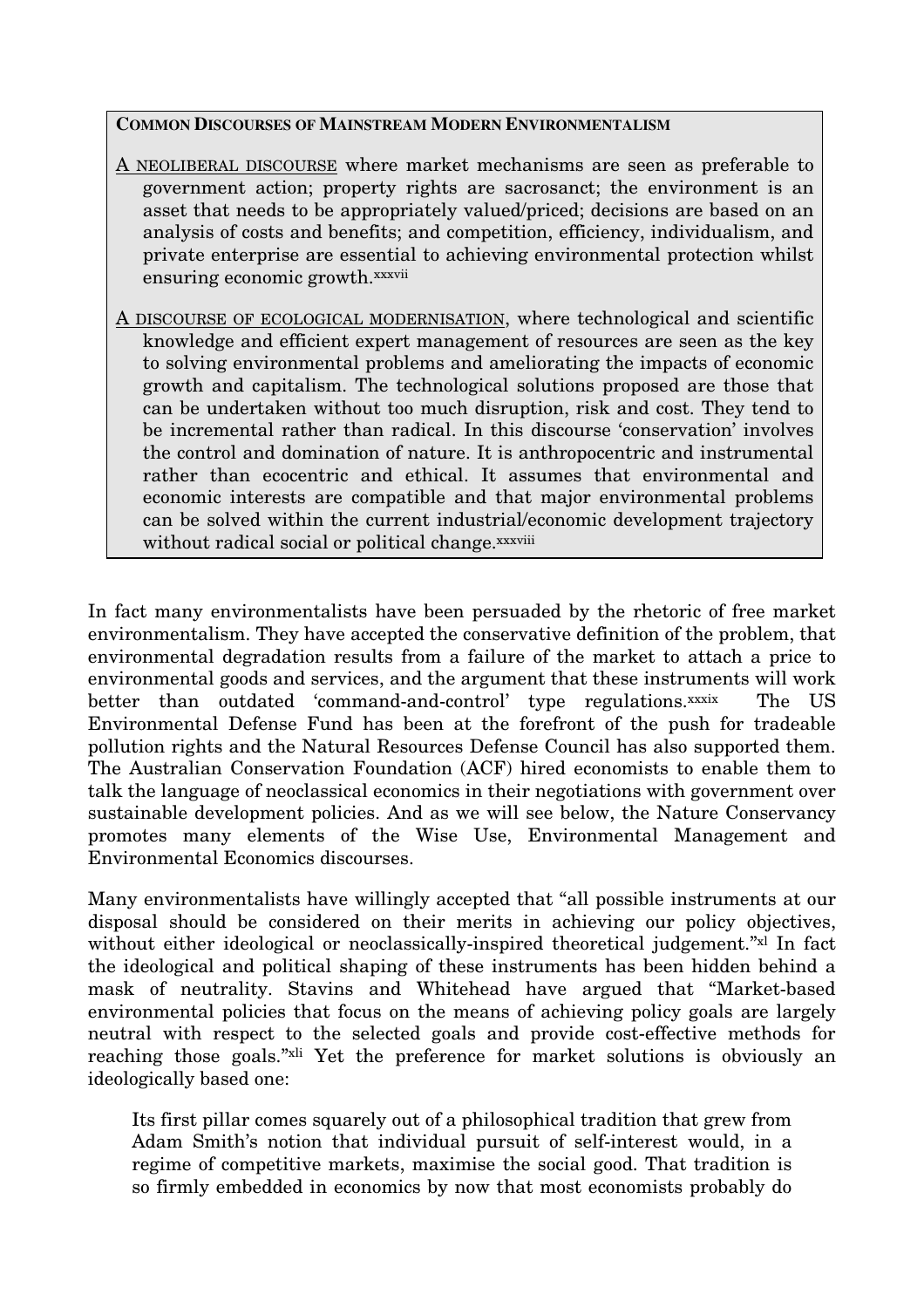**COMMON DISCOURSES OF MAINSTREAM MODERN ENVIRONMENTALISM**

A NEOLIBERAL DISCOURSE where market mechanisms are seen as preferable to government action; property rights are sacrosanct; the environment is an asset that needs to be appropriately valued/priced; decisions are based on an analysis of costs and benefits; and competition, efficiency, individualism, and private enterprise are essential to achieving environmental protection whilst ensuring economic growth.[xxxvii]

A DISCOURSE OF ECOLOGICAL MODERNISATION, where technological and scientific knowledge and efficient expert management of resources are seen as the key to solving environmental problems and ameliorating the impacts of economic growth and capitalism. The technological solutions proposed are those that can be undertaken without too much disruption, risk and cost. They tend to be incremental rather than radical. In this discourse 'conservation' involves the control and domination of nature. It is anthropocentric and instrumental rather than ecocentric and ethical. It assumes that environmental and economic interests are compatible and that major environmental problems can be solved within the current industrial/economic development trajectory without radical social or political change.[xxxviii]

In fact many environmentalists have been persuaded by the rhetoric of free market environmentalism. They have accepted the conservative definition of the problem, that environmental degradation results from a failure of the market to attach a price to environmental goods and services, and the argument that these instruments will work better than outdated 'command-and-control' type regulations.[xxxix] The US Environmental Defense Fund has been at the forefront of the push for tradeable pollution rights and the Natural Resources Defense Council has also supported them. The Australian Conservation Foundation (ACF) hired economists to enable them to talk the language of neoclassical economics in their negotiations with government over sustainable development policies. And as we will see below, the Nature Conservancy promotes many elements of the Wise Use, Environmental Management and Environmental Economics discourses.

Many environmentalists have willingly accepted that "all possible instruments at our disposal should be considered on their merits in achieving our policy objectives, without either ideological or neoclassically-inspired theoretical judgement."[xl] In fact the ideological and political shaping of these instruments has been hidden behind a mask of neutrality. Stavins and Whitehead have argued that "Market-based environmental policies that focus on the means of achieving policy goals are largely neutral with respect to the selected goals and provide cost-effective methods for reaching those goals."[xli] Yet the preference for market solutions is obviously an ideologically based one:

> Its first pillar comes squarely out of a philosophical tradition that grew from Adam Smith's notion that individual pursuit of self-interest would, in a regime of competitive markets, maximise the social good. That tradition is so firmly embedded in economics by now that most economists probably do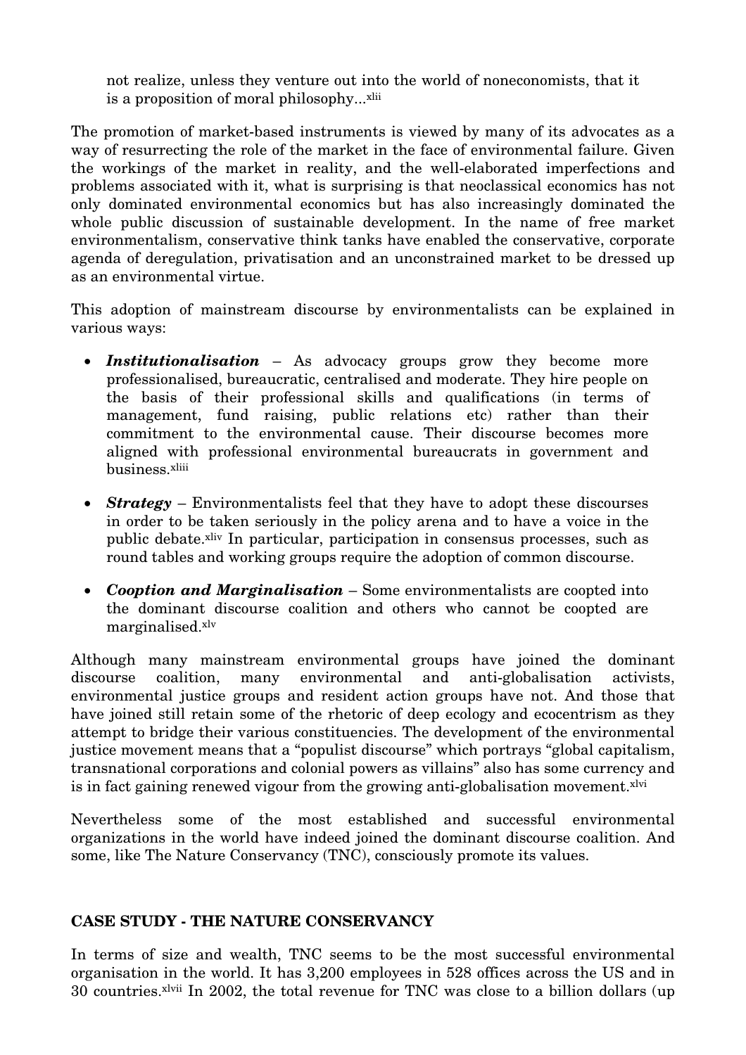> not realize, unless they venture out into the world of noneconomists, that it is a proposition of moral philosophy...[xlii]

The promotion of market-based instruments is viewed by many of its advocates as a way of resurrecting the role of the market in the face of environmental failure. Given the workings of the market in reality, and the well-elaborated imperfections and problems associated with it, what is surprising is that neoclassical economics has not only dominated environmental economics but has also increasingly dominated the whole public discussion of sustainable development. In the name of free market environmentalism, conservative think tanks have enabled the conservative, corporate agenda of deregulation, privatisation and an unconstrained market to be dressed up as an environmental virtue.

This adoption of mainstream discourse by environmentalists can be explained in various ways:

- ***Institutionalisation*** – As advocacy groups grow they become more professionalised, bureaucratic, centralised and moderate. They hire people on the basis of their professional skills and qualifications (in terms of management, fund raising, public relations etc) rather than their commitment to the environmental cause. Their discourse becomes more aligned with professional environmental bureaucrats in government and business.[xliii]

- ***Strategy*** – Environmentalists feel that they have to adopt these discourses in order to be taken seriously in the policy arena and to have a voice in the public debate.[xliv] In particular, participation in consensus processes, such as round tables and working groups require the adoption of common discourse.

- ***Cooption and Marginalisation*** – Some environmentalists are coopted into the dominant discourse coalition and others who cannot be coopted are marginalised.[xlv]

Although many mainstream environmental groups have joined the dominant discourse coalition, many environmental and anti-globalisation activists, environmental justice groups and resident action groups have not. And those that have joined still retain some of the rhetoric of deep ecology and ecocentrism as they attempt to bridge their various constituencies. The development of the environmental justice movement means that a "populist discourse" which portrays "global capitalism, transnational corporations and colonial powers as villains" also has some currency and is in fact gaining renewed vigour from the growing anti-globalisation movement.[xlvi]

Nevertheless some of the most established and successful environmental organizations in the world have indeed joined the dominant discourse coalition. And some, like The Nature Conservancy (TNC), consciously promote its values.

## CASE STUDY - THE NATURE CONSERVANCY

In terms of size and wealth, TNC seems to be the most successful environmental organisation in the world. It has 3,200 employees in 528 offices across the US and in 30 countries.[xlvii] In 2002, the total revenue for TNC was close to a billion dollars (up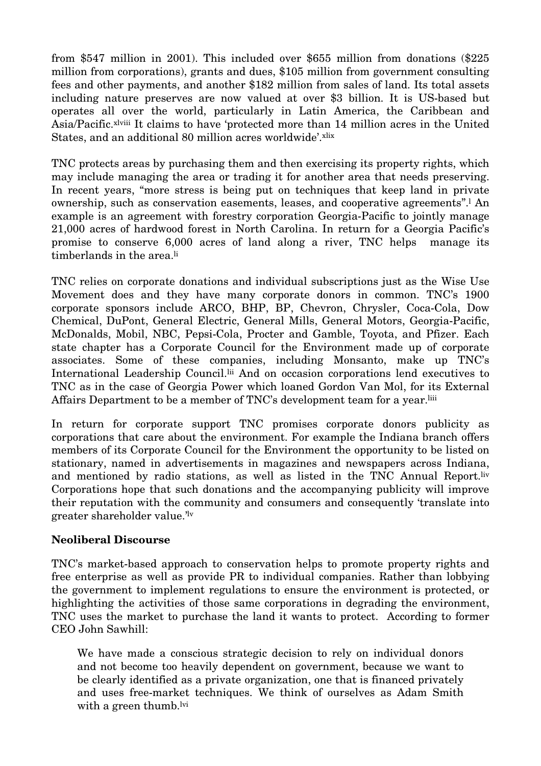from $547 million in 2001). This included over $655 million from donations ($225 million from corporations), grants and dues, $105 million from government consulting fees and other payments, and another $182 million from sales of land. Its total assets including nature preserves are now valued at over $3 billion. It is US-based but operates all over the world, particularly in Latin America, the Caribbean and Asia/Pacific.[xlviii] It claims to have 'protected more than 14 million acres in the United States, and an additional 80 million acres worldwide'.[xlix]

TNC protects areas by purchasing them and then exercising its property rights, which may include managing the area or trading it for another area that needs preserving. In recent years, "more stress is being put on techniques that keep land in private ownership, such as conservation easements, leases, and cooperative agreements".[l] An example is an agreement with forestry corporation Georgia-Pacific to jointly manage 21,000 acres of hardwood forest in North Carolina. In return for a Georgia Pacific's promise to conserve 6,000 acres of land along a river, TNC helps manage its timberlands in the area.[li]

TNC relies on corporate donations and individual subscriptions just as the Wise Use Movement does and they have many corporate donors in common. TNC's 1900 corporate sponsors include ARCO, BHP, BP, Chevron, Chrysler, Coca-Cola, Dow Chemical, DuPont, General Electric, General Mills, General Motors, Georgia-Pacific, McDonalds, Mobil, NBC, Pepsi-Cola, Procter and Gamble, Toyota, and Pfizer. Each state chapter has a Corporate Council for the Environment made up of corporate associates. Some of these companies, including Monsanto, make up TNC's International Leadership Council.[lii] And on occasion corporations lend executives to TNC as in the case of Georgia Power which loaned Gordon Van Mol, for its External Affairs Department to be a member of TNC's development team for a year.[liii]

In return for corporate support TNC promises corporate donors publicity as corporations that care about the environment. For example the Indiana branch offers members of its Corporate Council for the Environment the opportunity to be listed on stationary, named in advertisements in magazines and newspapers across Indiana, and mentioned by radio stations, as well as listed in the TNC Annual Report.[liv] Corporations hope that such donations and the accompanying publicity will improve their reputation with the community and consumers and consequently 'translate into greater shareholder value.'[lv]

### Neoliberal Discourse

TNC's market-based approach to conservation helps to promote property rights and free enterprise as well as provide PR to individual companies. Rather than lobbying the government to implement regulations to ensure the environment is protected, or highlighting the activities of those same corporations in degrading the environment, TNC uses the market to purchase the land it wants to protect. According to former CEO John Sawhill:

> We have made a conscious strategic decision to rely on individual donors and not become too heavily dependent on government, because we want to be clearly identified as a private organization, one that is financed privately and uses free-market techniques. We think of ourselves as Adam Smith with a green thumb.[lvi]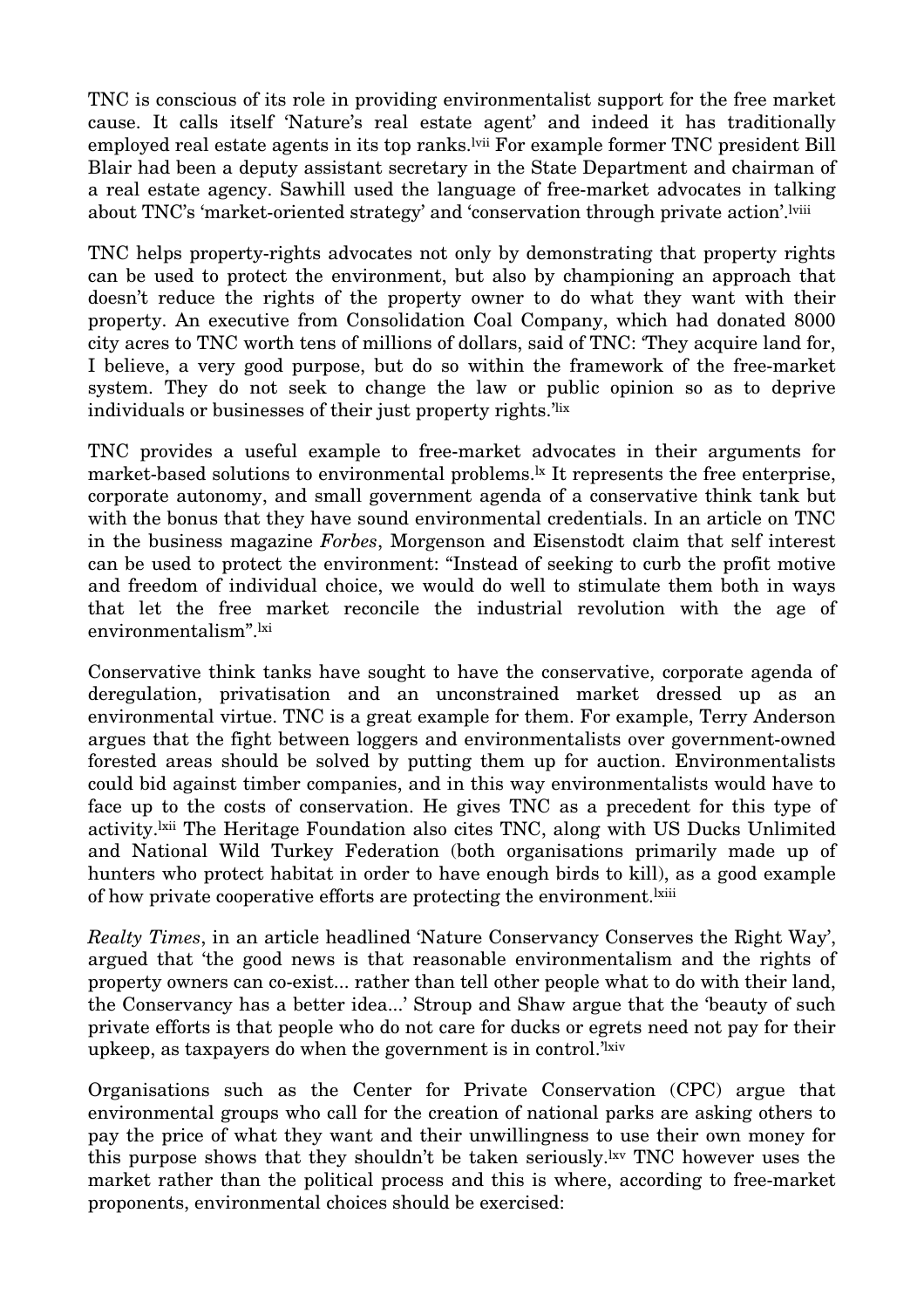TNC is conscious of its role in providing environmentalist support for the free market cause. It calls itself 'Nature's real estate agent' and indeed it has traditionally employed real estate agents in its top ranks.[lvii] For example former TNC president Bill Blair had been a deputy assistant secretary in the State Department and chairman of a real estate agency. Sawhill used the language of free-market advocates in talking about TNC's 'market-oriented strategy' and 'conservation through private action'.[lviii]

TNC helps property-rights advocates not only by demonstrating that property rights can be used to protect the environment, but also by championing an approach that doesn't reduce the rights of the property owner to do what they want with their property. An executive from Consolidation Coal Company, which had donated 8000 city acres to TNC worth tens of millions of dollars, said of TNC: 'They acquire land for, I believe, a very good purpose, but do so within the framework of the free-market system. They do not seek to change the law or public opinion so as to deprive individuals or businesses of their just property rights.'[lix]

TNC provides a useful example to free-market advocates in their arguments for market-based solutions to environmental problems.[lx] It represents the free enterprise, corporate autonomy, and small government agenda of a conservative think tank but with the bonus that they have sound environmental credentials. In an article on TNC in the business magazine *Forbes*, Morgenson and Eisenstodt claim that self interest can be used to protect the environment: "Instead of seeking to curb the profit motive and freedom of individual choice, we would do well to stimulate them both in ways that let the free market reconcile the industrial revolution with the age of environmentalism".[lxi]

Conservative think tanks have sought to have the conservative, corporate agenda of deregulation, privatisation and an unconstrained market dressed up as an environmental virtue. TNC is a great example for them. For example, Terry Anderson argues that the fight between loggers and environmentalists over government-owned forested areas should be solved by putting them up for auction. Environmentalists could bid against timber companies, and in this way environmentalists would have to face up to the costs of conservation. He gives TNC as a precedent for this type of activity.[lxii] The Heritage Foundation also cites TNC, along with US Ducks Unlimited and National Wild Turkey Federation (both organisations primarily made up of hunters who protect habitat in order to have enough birds to kill), as a good example of how private cooperative efforts are protecting the environment.[lxiii]

*Realty Times*, in an article headlined 'Nature Conservancy Conserves the Right Way', argued that 'the good news is that reasonable environmentalism and the rights of property owners can co-exist... rather than tell other people what to do with their land, the Conservancy has a better idea...' Stroup and Shaw argue that the 'beauty of such private efforts is that people who do not care for ducks or egrets need not pay for their upkeep, as taxpayers do when the government is in control.'[lxiv]

Organisations such as the Center for Private Conservation (CPC) argue that environmental groups who call for the creation of national parks are asking others to pay the price of what they want and their unwillingness to use their own money for this purpose shows that they shouldn't be taken seriously.[lxv] TNC however uses the market rather than the political process and this is where, according to free-market proponents, environmental choices should be exercised: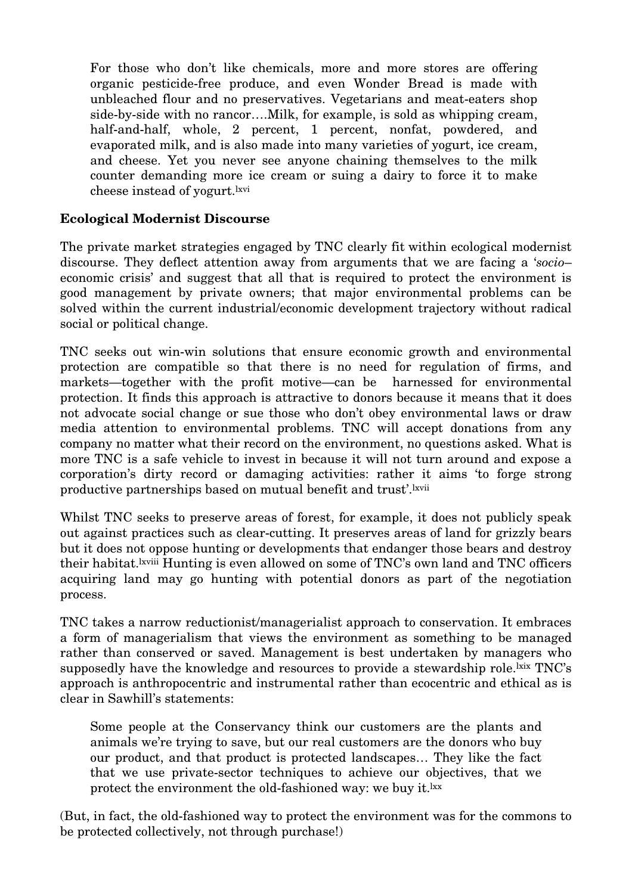> For those who don't like chemicals, more and more stores are offering organic pesticide-free produce, and even Wonder Bread is made with unbleached flour and no preservatives. Vegetarians and meat-eaters shop side-by-side with no rancor….Milk, for example, is sold as whipping cream, half-and-half, whole, 2 percent, 1 percent, nonfat, powdered, and evaporated milk, and is also made into many varieties of yogurt, ice cream, and cheese. Yet you never see anyone chaining themselves to the milk counter demanding more ice cream or suing a dairy to force it to make cheese instead of yogurt.[lxvi]

**Ecological Modernist Discourse**

The private market strategies engaged by TNC clearly fit within ecological modernist discourse. They deflect attention away from arguments that we are facing a '*socio*–economic crisis' and suggest that all that is required to protect the environment is good management by private owners; that major environmental problems can be solved within the current industrial/economic development trajectory without radical social or political change.

TNC seeks out win-win solutions that ensure economic growth and environmental protection are compatible so that there is no need for regulation of firms, and markets—together with the profit motive—can be harnessed for environmental protection. It finds this approach is attractive to donors because it means that it does not advocate social change or sue those who don't obey environmental laws or draw media attention to environmental problems. TNC will accept donations from any company no matter what their record on the environment, no questions asked. What is more TNC is a safe vehicle to invest in because it will not turn around and expose a corporation's dirty record or damaging activities: rather it aims 'to forge strong productive partnerships based on mutual benefit and trust'.[lxvii]

Whilst TNC seeks to preserve areas of forest, for example, it does not publicly speak out against practices such as clear-cutting. It preserves areas of land for grizzly bears but it does not oppose hunting or developments that endanger those bears and destroy their habitat.[lxviii] Hunting is even allowed on some of TNC's own land and TNC officers acquiring land may go hunting with potential donors as part of the negotiation process.

TNC takes a narrow reductionist/managerialist approach to conservation. It embraces a form of managerialism that views the environment as something to be managed rather than conserved or saved. Management is best undertaken by managers who supposedly have the knowledge and resources to provide a stewardship role.[lxix] TNC's approach is anthropocentric and instrumental rather than ecocentric and ethical as is clear in Sawhill's statements:

> Some people at the Conservancy think our customers are the plants and animals we're trying to save, but our real customers are the donors who buy our product, and that product is protected landscapes… They like the fact that we use private-sector techniques to achieve our objectives, that we protect the environment the old-fashioned way: we buy it.[lxx]

(But, in fact, the old-fashioned way to protect the environment was for the commons to be protected collectively, not through purchase!)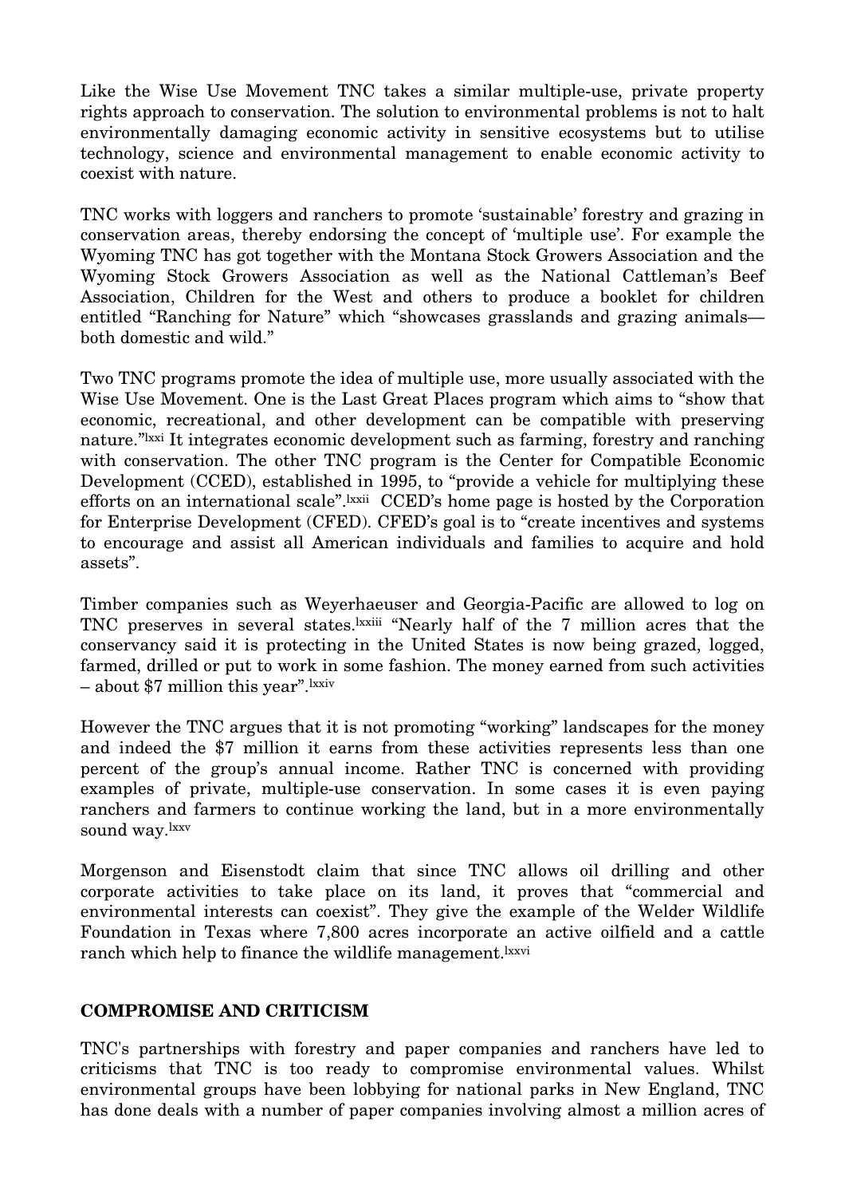Like the Wise Use Movement TNC takes a similar multiple-use, private property rights approach to conservation. The solution to environmental problems is not to halt environmentally damaging economic activity in sensitive ecosystems but to utilise technology, science and environmental management to enable economic activity to coexist with nature.

TNC works with loggers and ranchers to promote 'sustainable' forestry and grazing in conservation areas, thereby endorsing the concept of 'multiple use'. For example the Wyoming TNC has got together with the Montana Stock Growers Association and the Wyoming Stock Growers Association as well as the National Cattleman's Beef Association, Children for the West and others to produce a booklet for children entitled "Ranching for Nature" which "showcases grasslands and grazing animals—both domestic and wild."

Two TNC programs promote the idea of multiple use, more usually associated with the Wise Use Movement. One is the Last Great Places program which aims to "show that economic, recreational, and other development can be compatible with preserving nature."[lxxi] It integrates economic development such as farming, forestry and ranching with conservation. The other TNC program is the Center for Compatible Economic Development (CCED), established in 1995, to "provide a vehicle for multiplying these efforts on an international scale".[lxxii] CCED's home page is hosted by the Corporation for Enterprise Development (CFED). CFED's goal is to "create incentives and systems to encourage and assist all American individuals and families to acquire and hold assets".

Timber companies such as Weyerhaeuser and Georgia-Pacific are allowed to log on TNC preserves in several states.[lxxiii] "Nearly half of the 7 million acres that the conservancy said it is protecting in the United States is now being grazed, logged, farmed, drilled or put to work in some fashion. The money earned from such activities – about $7 million this year".[lxxiv]

However the TNC argues that it is not promoting "working" landscapes for the money and indeed the $7 million it earns from these activities represents less than one percent of the group's annual income. Rather TNC is concerned with providing examples of private, multiple-use conservation. In some cases it is even paying ranchers and farmers to continue working the land, but in a more environmentally sound way.[lxxv]

Morgenson and Eisenstodt claim that since TNC allows oil drilling and other corporate activities to take place on its land, it proves that "commercial and environmental interests can coexist". They give the example of the Welder Wildlife Foundation in Texas where 7,800 acres incorporate an active oilfield and a cattle ranch which help to finance the wildlife management.[lxxvi]

## COMPROMISE AND CRITICISM

TNC's partnerships with forestry and paper companies and ranchers have led to criticisms that TNC is too ready to compromise environmental values. Whilst environmental groups have been lobbying for national parks in New England, TNC has done deals with a number of paper companies involving almost a million acres of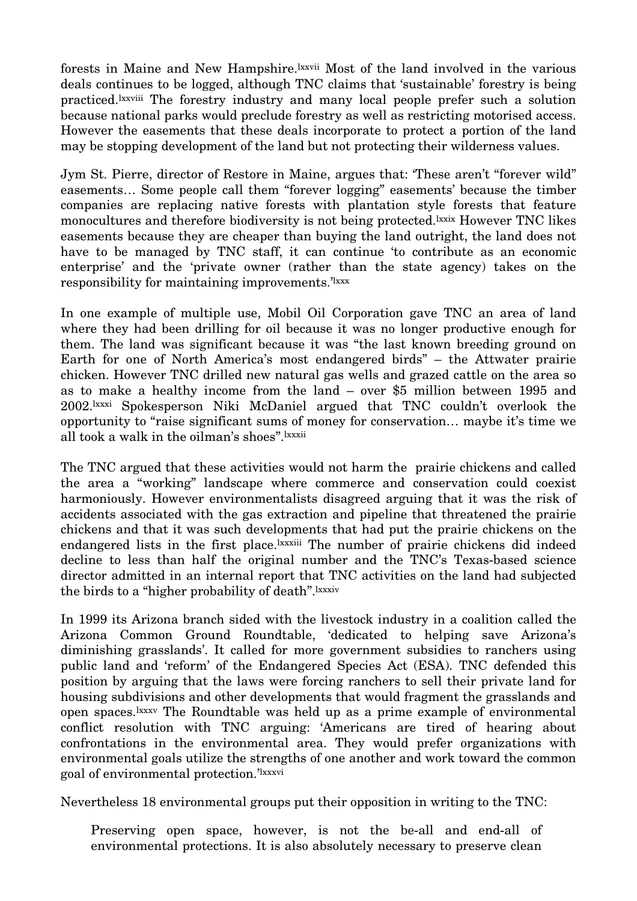forests in Maine and New Hampshire.[lxxvii] Most of the land involved in the various deals continues to be logged, although TNC claims that 'sustainable' forestry is being practiced.[lxxviii] The forestry industry and many local people prefer such a solution because national parks would preclude forestry as well as restricting motorised access. However the easements that these deals incorporate to protect a portion of the land may be stopping development of the land but not protecting their wilderness values.

Jym St. Pierre, director of Restore in Maine, argues that: 'These aren't "forever wild" easements… Some people call them "forever logging" easements' because the timber companies are replacing native forests with plantation style forests that feature monocultures and therefore biodiversity is not being protected.[lxxix] However TNC likes easements because they are cheaper than buying the land outright, the land does not have to be managed by TNC staff, it can continue 'to contribute as an economic enterprise' and the 'private owner (rather than the state agency) takes on the responsibility for maintaining improvements.'[lxxx]

In one example of multiple use, Mobil Oil Corporation gave TNC an area of land where they had been drilling for oil because it was no longer productive enough for them. The land was significant because it was "the last known breeding ground on Earth for one of North America's most endangered birds" – the Attwater prairie chicken. However TNC drilled new natural gas wells and grazed cattle on the area so as to make a healthy income from the land – over $5 million between 1995 and 2002.[lxxxi] Spokesperson Niki McDaniel argued that TNC couldn't overlook the opportunity to "raise significant sums of money for conservation… maybe it's time we all took a walk in the oilman's shoes".[lxxxii]

The TNC argued that these activities would not harm the prairie chickens and called the area a "working" landscape where commerce and conservation could coexist harmoniously. However environmentalists disagreed arguing that it was the risk of accidents associated with the gas extraction and pipeline that threatened the prairie chickens and that it was such developments that had put the prairie chickens on the endangered lists in the first place.[lxxxiii] The number of prairie chickens did indeed decline to less than half the original number and the TNC's Texas-based science director admitted in an internal report that TNC activities on the land had subjected the birds to a "higher probability of death".[lxxxiv]

In 1999 its Arizona branch sided with the livestock industry in a coalition called the Arizona Common Ground Roundtable, 'dedicated to helping save Arizona's diminishing grasslands'. It called for more government subsidies to ranchers using public land and 'reform' of the Endangered Species Act (ESA). TNC defended this position by arguing that the laws were forcing ranchers to sell their private land for housing subdivisions and other developments that would fragment the grasslands and open spaces.[lxxxv] The Roundtable was held up as a prime example of environmental conflict resolution with TNC arguing: 'Americans are tired of hearing about confrontations in the environmental area. They would prefer organizations with environmental goals utilize the strengths of one another and work toward the common goal of environmental protection.'[lxxxvi]

Nevertheless 18 environmental groups put their opposition in writing to the TNC:

> Preserving open space, however, is not the be-all and end-all of environmental protections. It is also absolutely necessary to preserve clean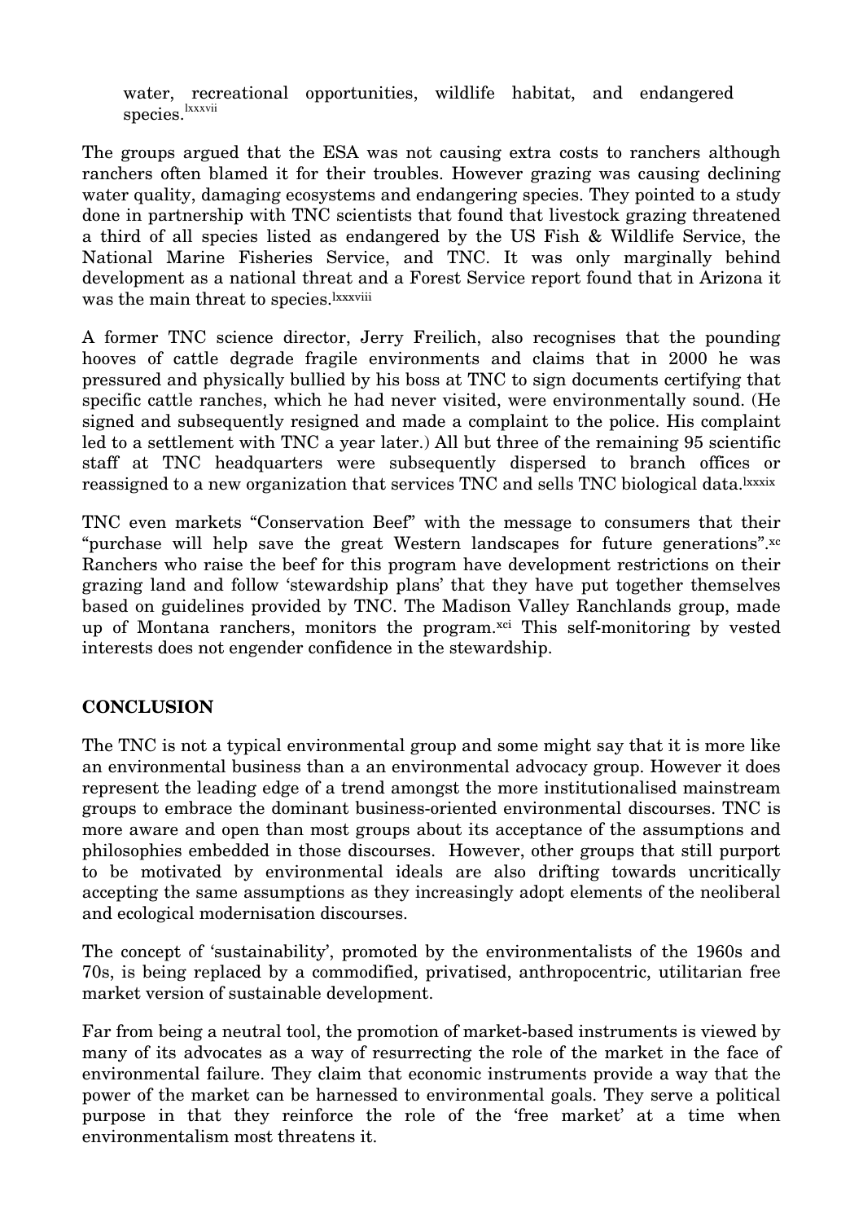water, recreational opportunities, wildlife habitat, and endangered species.[lxxxvii]

The groups argued that the ESA was not causing extra costs to ranchers although ranchers often blamed it for their troubles. However grazing was causing declining water quality, damaging ecosystems and endangering species. They pointed to a study done in partnership with TNC scientists that found that livestock grazing threatened a third of all species listed as endangered by the US Fish & Wildlife Service, the National Marine Fisheries Service, and TNC. It was only marginally behind development as a national threat and a Forest Service report found that in Arizona it was the main threat to species.[lxxxviii]

A former TNC science director, Jerry Freilich, also recognises that the pounding hooves of cattle degrade fragile environments and claims that in 2000 he was pressured and physically bullied by his boss at TNC to sign documents certifying that specific cattle ranches, which he had never visited, were environmentally sound. (He signed and subsequently resigned and made a complaint to the police. His complaint led to a settlement with TNC a year later.) All but three of the remaining 95 scientific staff at TNC headquarters were subsequently dispersed to branch offices or reassigned to a new organization that services TNC and sells TNC biological data.[lxxxix]

TNC even markets "Conservation Beef" with the message to consumers that their "purchase will help save the great Western landscapes for future generations".[xc] Ranchers who raise the beef for this program have development restrictions on their grazing land and follow 'stewardship plans' that they have put together themselves based on guidelines provided by TNC. The Madison Valley Ranchlands group, made up of Montana ranchers, monitors the program.[xci] This self-monitoring by vested interests does not engender confidence in the stewardship.

## CONCLUSION

The TNC is not a typical environmental group and some might say that it is more like an environmental business than a an environmental advocacy group. However it does represent the leading edge of a trend amongst the more institutionalised mainstream groups to embrace the dominant business-oriented environmental discourses. TNC is more aware and open than most groups about its acceptance of the assumptions and philosophies embedded in those discourses. However, other groups that still purport to be motivated by environmental ideals are also drifting towards uncritically accepting the same assumptions as they increasingly adopt elements of the neoliberal and ecological modernisation discourses.

The concept of 'sustainability', promoted by the environmentalists of the 1960s and 70s, is being replaced by a commodified, privatised, anthropocentric, utilitarian free market version of sustainable development.

Far from being a neutral tool, the promotion of market-based instruments is viewed by many of its advocates as a way of resurrecting the role of the market in the face of environmental failure. They claim that economic instruments provide a way that the power of the market can be harnessed to environmental goals. They serve a political purpose in that they reinforce the role of the 'free market' at a time when environmentalism most threatens it.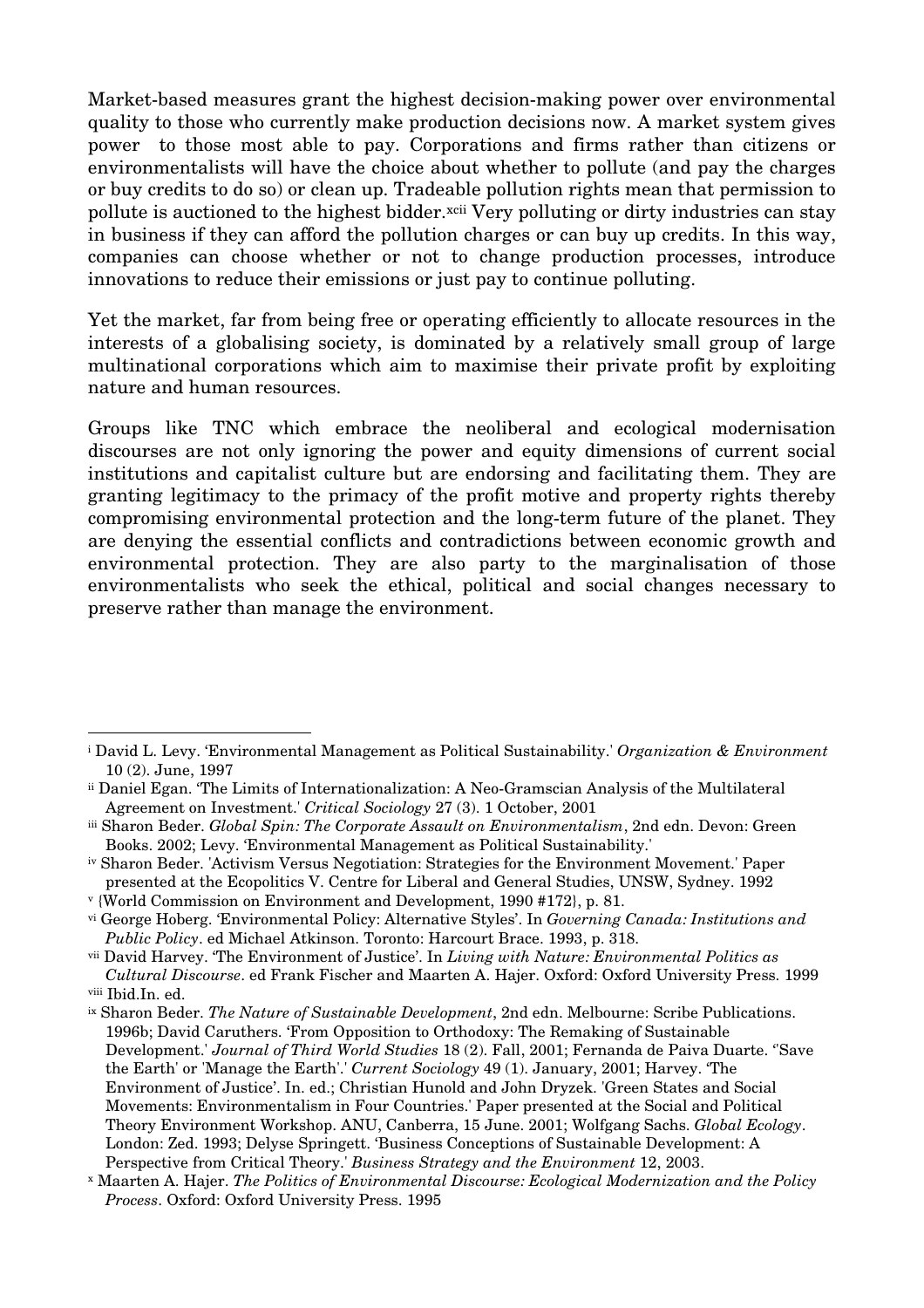Market-based measures grant the highest decision-making power over environmental quality to those who currently make production decisions now. A market system gives power to those most able to pay. Corporations and firms rather than citizens or environmentalists will have the choice about whether to pollute (and pay the charges or buy credits to do so) or clean up. Tradeable pollution rights mean that permission to pollute is auctioned to the highest bidder.[xcii] Very polluting or dirty industries can stay in business if they can afford the pollution charges or can buy up credits. In this way, companies can choose whether or not to change production processes, introduce innovations to reduce their emissions or just pay to continue polluting.

Yet the market, far from being free or operating efficiently to allocate resources in the interests of a globalising society, is dominated by a relatively small group of large multinational corporations which aim to maximise their private profit by exploiting nature and human resources.

Groups like TNC which embrace the neoliberal and ecological modernisation discourses are not only ignoring the power and equity dimensions of current social institutions and capitalist culture but are endorsing and facilitating them. They are granting legitimacy to the primacy of the profit motive and property rights thereby compromising environmental protection and the long-term future of the planet. They are denying the essential conflicts and contradictions between economic growth and environmental protection. They are also party to the marginalisation of those environmentalists who seek the ethical, political and social changes necessary to preserve rather than manage the environment.

---

[i] David L. Levy. 'Environmental Management as Political Sustainability.' *Organization & Environment* 10 (2). June, 1997

[ii] Daniel Egan. 'The Limits of Internationalization: A Neo-Gramscian Analysis of the Multilateral Agreement on Investment.' *Critical Sociology* 27 (3). 1 October, 2001

[iii] Sharon Beder. *Global Spin: The Corporate Assault on Environmentalism*, 2nd edn. Devon: Green Books. 2002; Levy. 'Environmental Management as Political Sustainability.'

[iv] Sharon Beder. 'Activism Versus Negotiation: Strategies for the Environment Movement.' Paper presented at the Ecopolitics V. Centre for Liberal and General Studies, UNSW, Sydney. 1992

[v] {World Commission on Environment and Development, 1990 #172}, p. 81.

[vi] George Hoberg. 'Environmental Policy: Alternative Styles'. In *Governing Canada: Institutions and Public Policy*. ed Michael Atkinson. Toronto: Harcourt Brace. 1993, p. 318.

[vii] David Harvey. 'The Environment of Justice'. In *Living with Nature: Environmental Politics as Cultural Discourse*. ed Frank Fischer and Maarten A. Hajer. Oxford: Oxford University Press. 1999

[viii] Ibid.In. ed.

[ix] Sharon Beder. *The Nature of Sustainable Development*, 2nd edn. Melbourne: Scribe Publications. 1996b; David Caruthers. 'From Opposition to Orthodoxy: The Remaking of Sustainable Development.' *Journal of Third World Studies* 18 (2). Fall, 2001; Fernanda de Paiva Duarte. ''Save the Earth' or 'Manage the Earth'.' *Current Sociology* 49 (1). January, 2001; Harvey. 'The Environment of Justice'. In. ed.; Christian Hunold and John Dryzek. 'Green States and Social Movements: Environmentalism in Four Countries.' Paper presented at the Social and Political Theory Environment Workshop. ANU, Canberra, 15 June. 2001; Wolfgang Sachs. *Global Ecology*. London: Zed. 1993; Delyse Springett. 'Business Conceptions of Sustainable Development: A Perspective from Critical Theory.' *Business Strategy and the Environment* 12, 2003.

[x] Maarten A. Hajer. *The Politics of Environmental Discourse: Ecological Modernization and the Policy Process*. Oxford: Oxford University Press. 1995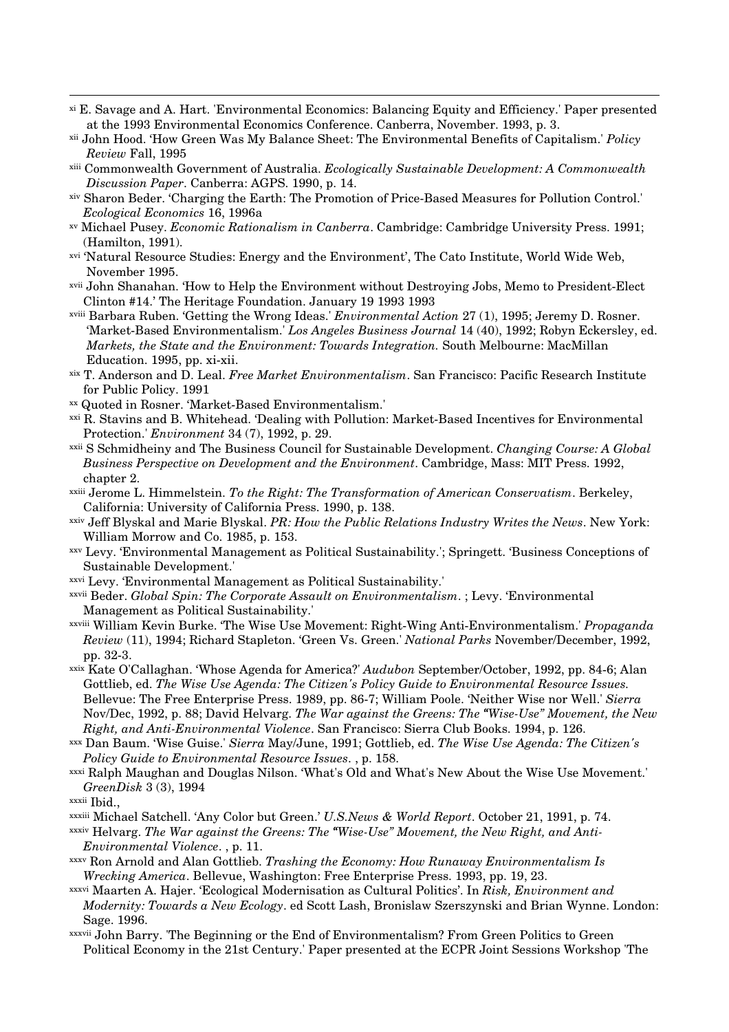[xi] E. Savage and A. Hart. 'Environmental Economics: Balancing Equity and Efficiency.' Paper presented at the 1993 Environmental Economics Conference. Canberra, November. 1993, p. 3.

[xii] John Hood. 'How Green Was My Balance Sheet: The Environmental Benefits of Capitalism.' *Policy Review* Fall, 1995

[xiii] Commonwealth Government of Australia. *Ecologically Sustainable Development: A Commonwealth Discussion Paper*. Canberra: AGPS. 1990, p. 14.

[xiv] Sharon Beder. 'Charging the Earth: The Promotion of Price-Based Measures for Pollution Control.' *Ecological Economics* 16, 1996a

[xv] Michael Pusey. *Economic Rationalism in Canberra*. Cambridge: Cambridge University Press. 1991; (Hamilton, 1991).

[xvi] 'Natural Resource Studies: Energy and the Environment', The Cato Institute, World Wide Web, November 1995.

[xvii] John Shanahan. 'How to Help the Environment without Destroying Jobs, Memo to President-Elect Clinton #14.' The Heritage Foundation. January 19 1993 1993

[xviii] Barbara Ruben. 'Getting the Wrong Ideas.' *Environmental Action* 27 (1), 1995; Jeremy D. Rosner. 'Market-Based Environmentalism.' *Los Angeles Business Journal* 14 (40), 1992; Robyn Eckersley, ed. *Markets, the State and the Environment: Towards Integration.* South Melbourne: MacMillan Education. 1995, pp. xi-xii.

[xix] T. Anderson and D. Leal. *Free Market Environmentalism*. San Francisco: Pacific Research Institute for Public Policy. 1991

[xx] Quoted in Rosner. 'Market-Based Environmentalism.'

[xxi] R. Stavins and B. Whitehead. 'Dealing with Pollution: Market-Based Incentives for Environmental Protection.' *Environment* 34 (7), 1992, p. 29.

[xxii] S Schmidheiny and The Business Council for Sustainable Development. *Changing Course: A Global Business Perspective on Development and the Environment*. Cambridge, Mass: MIT Press. 1992, chapter 2.

[xxiii] Jerome L. Himmelstein. *To the Right: The Transformation of American Conservatism*. Berkeley, California: University of California Press. 1990, p. 138.

[xxiv] Jeff Blyskal and Marie Blyskal. *PR: How the Public Relations Industry Writes the News*. New York: William Morrow and Co. 1985, p. 153.

[xxv] Levy. 'Environmental Management as Political Sustainability.'; Springett. 'Business Conceptions of Sustainable Development.'

[xxvi] Levy. 'Environmental Management as Political Sustainability.'

[xxvii] Beder. *Global Spin: The Corporate Assault on Environmentalism*. ; Levy. 'Environmental Management as Political Sustainability.'

[xxviii] William Kevin Burke. 'The Wise Use Movement: Right-Wing Anti-Environmentalism.' *Propaganda Review* (11), 1994; Richard Stapleton. 'Green Vs. Green.' *National Parks* November/December, 1992, pp. 32-3.

[xxix] Kate O'Callaghan. 'Whose Agenda for America?' *Audubon* September/October, 1992, pp. 84-6; Alan Gottlieb, ed. *The Wise Use Agenda: The Citizen's Policy Guide to Environmental Resource Issues.* Bellevue: The Free Enterprise Press. 1989, pp. 86-7; William Poole. 'Neither Wise nor Well.' *Sierra* Nov/Dec, 1992, p. 88; David Helvarg. *The War against the Greens: The "Wise-Use" Movement, the New Right, and Anti-Environmental Violence*. San Francisco: Sierra Club Books. 1994, p. 126.

[xxx] Dan Baum. 'Wise Guise.' *Sierra* May/June, 1991; Gottlieb, ed. *The Wise Use Agenda: The Citizen's Policy Guide to Environmental Resource Issues*. , p. 158.

[xxxi] Ralph Maughan and Douglas Nilson. 'What's Old and What's New About the Wise Use Movement.' *GreenDisk* 3 (3), 1994

[xxxii] Ibid.,

[xxxiii] Michael Satchell. 'Any Color but Green.' *U.S.News & World Report*. October 21, 1991, p. 74.

[xxxiv] Helvarg. *The War against the Greens: The "Wise-Use" Movement, the New Right, and Anti-Environmental Violence*. , p. 11.

[xxxv] Ron Arnold and Alan Gottlieb. *Trashing the Economy: How Runaway Environmentalism Is Wrecking America*. Bellevue, Washington: Free Enterprise Press. 1993, pp. 19, 23.

[xxxvi] Maarten A. Hajer. 'Ecological Modernisation as Cultural Politics'. In *Risk, Environment and Modernity: Towards a New Ecology*. ed Scott Lash, Bronislaw Szerszynski and Brian Wynne. London: Sage. 1996.

[xxxvii] John Barry. 'The Beginning or the End of Environmentalism? From Green Politics to Green Political Economy in the 21st Century.' Paper presented at the ECPR Joint Sessions Workshop 'The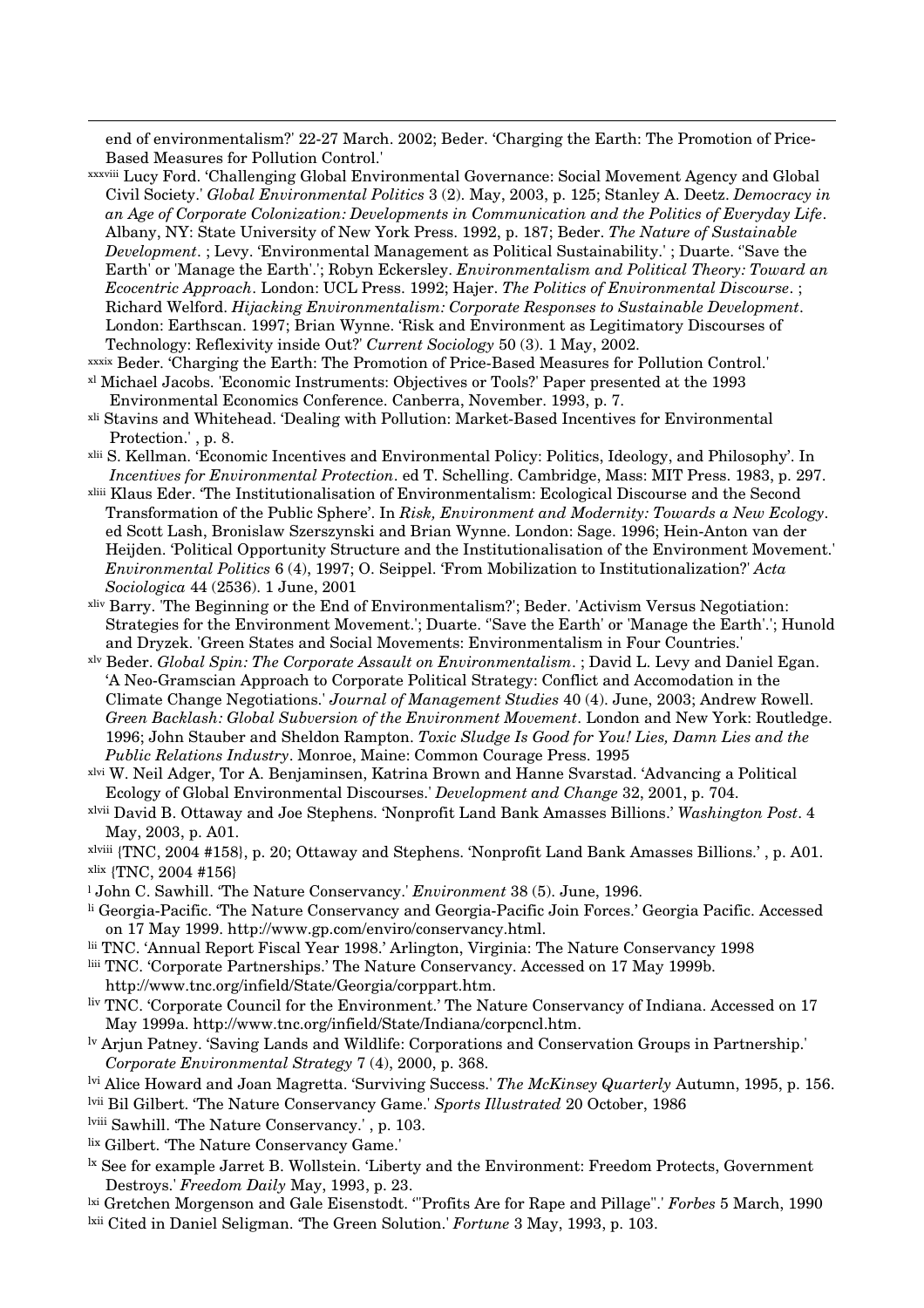end of environmentalism?' 22-27 March. 2002; Beder. 'Charging the Earth: The Promotion of Price-Based Measures for Pollution Control.'

[xxxviii] Lucy Ford. 'Challenging Global Environmental Governance: Social Movement Agency and Global Civil Society.' *Global Environmental Politics* 3 (2). May, 2003, p. 125; Stanley A. Deetz. *Democracy in an Age of Corporate Colonization: Developments in Communication and the Politics of Everyday Life*. Albany, NY: State University of New York Press. 1992, p. 187; Beder. *The Nature of Sustainable Development*. ; Levy. 'Environmental Management as Political Sustainability.' ; Duarte. ''Save the Earth' or 'Manage the Earth'.'; Robyn Eckersley. *Environmentalism and Political Theory: Toward an Ecocentric Approach*. London: UCL Press. 1992; Hajer. *The Politics of Environmental Discourse*. ; Richard Welford. *Hijacking Environmentalism: Corporate Responses to Sustainable Development*. London: Earthscan. 1997; Brian Wynne. 'Risk and Environment as Legitimatory Discourses of Technology: Reflexivity inside Out?' *Current Sociology* 50 (3). 1 May, 2002.

[xxxix] Beder. 'Charging the Earth: The Promotion of Price-Based Measures for Pollution Control.'

[xl] Michael Jacobs. 'Economic Instruments: Objectives or Tools?' Paper presented at the 1993 Environmental Economics Conference. Canberra, November. 1993, p. 7.

[xli] Stavins and Whitehead. 'Dealing with Pollution: Market-Based Incentives for Environmental Protection.' , p. 8.

[xlii] S. Kellman. 'Economic Incentives and Environmental Policy: Politics, Ideology, and Philosophy'. In *Incentives for Environmental Protection*. ed T. Schelling. Cambridge, Mass: MIT Press. 1983, p. 297.

[xliii] Klaus Eder. 'The Institutionalisation of Environmentalism: Ecological Discourse and the Second Transformation of the Public Sphere'. In *Risk, Environment and Modernity: Towards a New Ecology*. ed Scott Lash, Bronislaw Szerszynski and Brian Wynne. London: Sage. 1996; Hein-Anton van der Heijden. 'Political Opportunity Structure and the Institutionalisation of the Environment Movement.' *Environmental Politics* 6 (4), 1997; O. Seippel. 'From Mobilization to Institutionalization?' *Acta Sociologica* 44 (2536). 1 June, 2001

[xliv] Barry. 'The Beginning or the End of Environmentalism?'; Beder. 'Activism Versus Negotiation: Strategies for the Environment Movement.'; Duarte. ''Save the Earth' or 'Manage the Earth'.'; Hunold and Dryzek. 'Green States and Social Movements: Environmentalism in Four Countries.'

[xlv] Beder. *Global Spin: The Corporate Assault on Environmentalism*. ; David L. Levy and Daniel Egan. 'A Neo-Gramscian Approach to Corporate Political Strategy: Conflict and Accomodation in the Climate Change Negotiations.' *Journal of Management Studies* 40 (4). June, 2003; Andrew Rowell. *Green Backlash: Global Subversion of the Environment Movement*. London and New York: Routledge. 1996; John Stauber and Sheldon Rampton. *Toxic Sludge Is Good for You! Lies, Damn Lies and the Public Relations Industry*. Monroe, Maine: Common Courage Press. 1995

[xlvi] W. Neil Adger, Tor A. Benjaminsen, Katrina Brown and Hanne Svarstad. 'Advancing a Political Ecology of Global Environmental Discourses.' *Development and Change* 32, 2001, p. 704.

[xlvii] David B. Ottaway and Joe Stephens. 'Nonprofit Land Bank Amasses Billions.' *Washington Post*. 4 May, 2003, p. A01.

[xlviii] {TNC, 2004 #158}, p. 20; Ottaway and Stephens. 'Nonprofit Land Bank Amasses Billions.' , p. A01.

[xlix] {TNC, 2004 #156}

[l] John C. Sawhill. 'The Nature Conservancy.' *Environment* 38 (5). June, 1996.

[li] Georgia-Pacific. 'The Nature Conservancy and Georgia-Pacific Join Forces.' Georgia Pacific. Accessed on 17 May 1999. http://www.gp.com/enviro/conservancy.html.

[lii] TNC. 'Annual Report Fiscal Year 1998.' Arlington, Virginia: The Nature Conservancy 1998

[liii] TNC. 'Corporate Partnerships.' The Nature Conservancy. Accessed on 17 May 1999b. http://www.tnc.org/infield/State/Georgia/corppart.htm.

[liv] TNC. 'Corporate Council for the Environment.' The Nature Conservancy of Indiana. Accessed on 17 May 1999a. http://www.tnc.org/infield/State/Indiana/corpcncl.htm.

[lv] Arjun Patney. 'Saving Lands and Wildlife: Corporations and Conservation Groups in Partnership.' *Corporate Environmental Strategy* 7 (4), 2000, p. 368.

[lvi] Alice Howard and Joan Magretta. 'Surviving Success.' *The McKinsey Quarterly* Autumn, 1995, p. 156.

[lvii] Bil Gilbert. 'The Nature Conservancy Game.' *Sports Illustrated* 20 October, 1986

[lviii] Sawhill. 'The Nature Conservancy.' , p. 103.

[lix] Gilbert. 'The Nature Conservancy Game.'

[lx] See for example Jarret B. Wollstein. 'Liberty and the Environment: Freedom Protects, Government Destroys.' *Freedom Daily* May, 1993, p. 23.

[lxi] Gretchen Morgenson and Gale Eisenstodt. '"Profits Are for Rape and Pillage".' *Forbes* 5 March, 1990

[lxii] Cited in Daniel Seligman. 'The Green Solution.' *Fortune* 3 May, 1993, p. 103.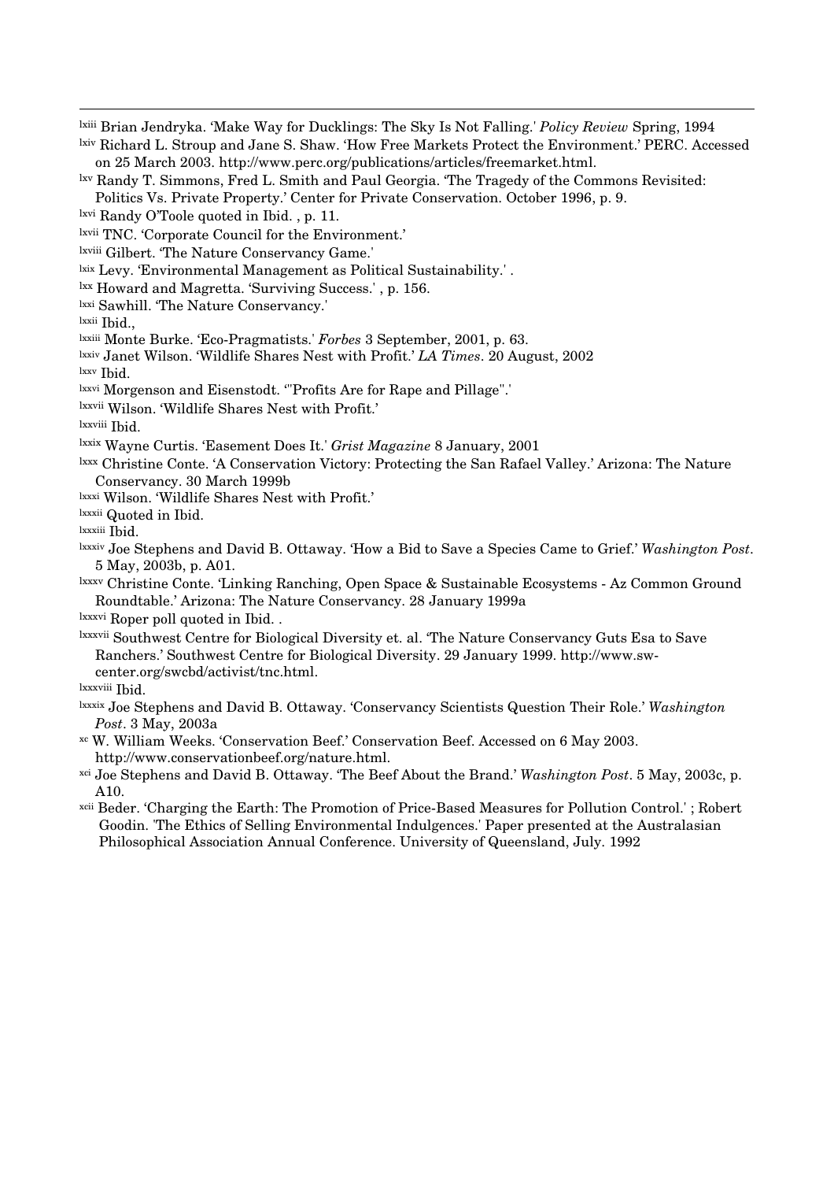[lxiii] Brian Jendryka. 'Make Way for Ducklings: The Sky Is Not Falling.' *Policy Review* Spring, 1994

[lxiv] Richard L. Stroup and Jane S. Shaw. 'How Free Markets Protect the Environment.' PERC. Accessed on 25 March 2003. http://www.perc.org/publications/articles/freemarket.html.

[lxv] Randy T. Simmons, Fred L. Smith and Paul Georgia. 'The Tragedy of the Commons Revisited: Politics Vs. Private Property.' Center for Private Conservation. October 1996, p. 9.

[lxvi] Randy O'Toole quoted in Ibid. , p. 11.

[lxvii] TNC. 'Corporate Council for the Environment.'

[lxviii] Gilbert. 'The Nature Conservancy Game.'

[lxix] Levy. 'Environmental Management as Political Sustainability.' .

[lxx] Howard and Magretta. 'Surviving Success.' , p. 156.

[lxxi] Sawhill. 'The Nature Conservancy.'

[lxxii] Ibid.,

[lxxiii] Monte Burke. 'Eco-Pragmatists.' *Forbes* 3 September, 2001, p. 63.

[lxxiv] Janet Wilson. 'Wildlife Shares Nest with Profit.' *LA Times*. 20 August, 2002

[lxxv] Ibid.

[lxxvi] Morgenson and Eisenstodt. '"Profits Are for Rape and Pillage".'

[lxxvii] Wilson. 'Wildlife Shares Nest with Profit.'

[lxxviii] Ibid.

[lxxix] Wayne Curtis. 'Easement Does It.' *Grist Magazine* 8 January, 2001

[lxxx] Christine Conte. 'A Conservation Victory: Protecting the San Rafael Valley.' Arizona: The Nature Conservancy. 30 March 1999b

[lxxxi] Wilson. 'Wildlife Shares Nest with Profit.'

[lxxxii] Quoted in Ibid.

[lxxxiii] Ibid.

[lxxxiv] Joe Stephens and David B. Ottaway. 'How a Bid to Save a Species Came to Grief.' *Washington Post*. 5 May, 2003b, p. A01.

[lxxxv] Christine Conte. 'Linking Ranching, Open Space & Sustainable Ecosystems - Az Common Ground Roundtable.' Arizona: The Nature Conservancy. 28 January 1999a

[lxxxvi] Roper poll quoted in Ibid. .

[lxxxvii] Southwest Centre for Biological Diversity et. al. 'The Nature Conservancy Guts Esa to Save Ranchers.' Southwest Centre for Biological Diversity. 29 January 1999. http://www.sw-center.org/swcbd/activist/tnc.html.

[lxxxviii] Ibid.

[lxxxix] Joe Stephens and David B. Ottaway. 'Conservancy Scientists Question Their Role.' *Washington Post*. 3 May, 2003a

[xc] W. William Weeks. 'Conservation Beef.' Conservation Beef. Accessed on 6 May 2003. http://www.conservationbeef.org/nature.html.

[xci] Joe Stephens and David B. Ottaway. 'The Beef About the Brand.' *Washington Post*. 5 May, 2003c, p. A10.

[xcii] Beder. 'Charging the Earth: The Promotion of Price-Based Measures for Pollution Control.' ; Robert Goodin. 'The Ethics of Selling Environmental Indulgences.' Paper presented at the Australasian Philosophical Association Annual Conference. University of Queensland, July. 1992